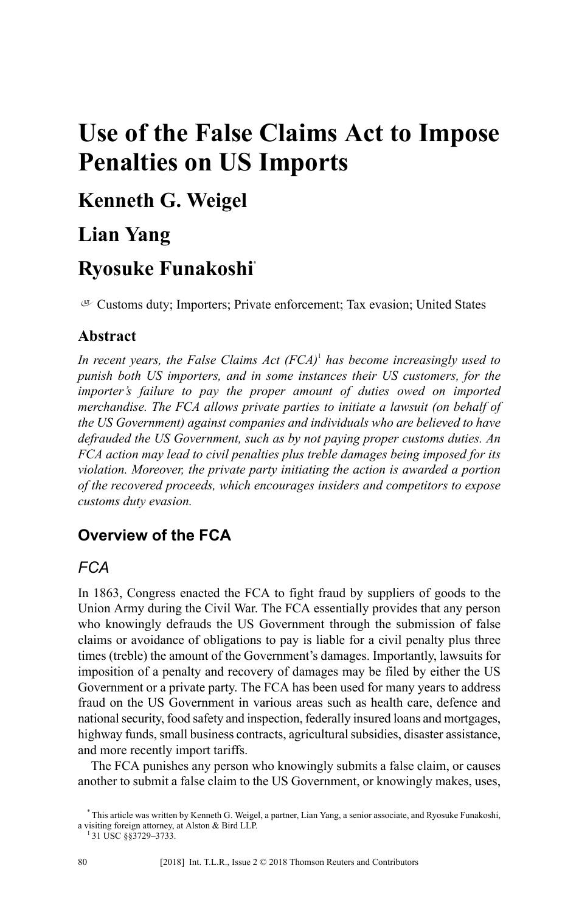# Use of the False Claims Act to Impose Penalties on US Imports

## Kenneth G. Weigel

## Lian Yang

## Ryosuke Funakoshi[*]

Customs duty; Importers; Private enforcement; Tax evasion; United States

### Abstract

*In recent years, the False Claims Act (FCA)[1] has become increasingly used to punish both US importers, and in some instances their US customers, for the importer's failure to pay the proper amount of duties owed on imported merchandise. The FCA allows private parties to initiate a lawsuit (on behalf of the US Government) against companies and individuals who are believed to have defrauded the US Government, such as by not paying proper customs duties. An FCA action may lead to civil penalties plus treble damages being imposed for its violation. Moreover, the private party initiating the action is awarded a portion of the recovered proceeds, which encourages insiders and competitors to expose customs duty evasion.*

## Overview of the FCA

### *FCA*

In 1863, Congress enacted the FCA to fight fraud by suppliers of goods to the Union Army during the Civil War. The FCA essentially provides that any person who knowingly defrauds the US Government through the submission of false claims or avoidance of obligations to pay is liable for a civil penalty plus three times (treble) the amount of the Government's damages. Importantly, lawsuits for imposition of a penalty and recovery of damages may be filed by either the US Government or a private party. The FCA has been used for many years to address fraud on the US Government in various areas such as health care, defence and national security, food safety and inspection, federally insured loans and mortgages, highway funds, small business contracts, agricultural subsidies, disaster assistance, and more recently import tariffs.

The FCA punishes any person who knowingly submits a false claim, or causes another to submit a false claim to the US Government, or knowingly makes, uses,

[*] This article was written by Kenneth G. Weigel, a partner, Lian Yang, a senior associate, and Ryosuke Funakoshi, a visiting foreign attorney, at Alston & Bird LLP.

[1] 31 USC §§3729–3733.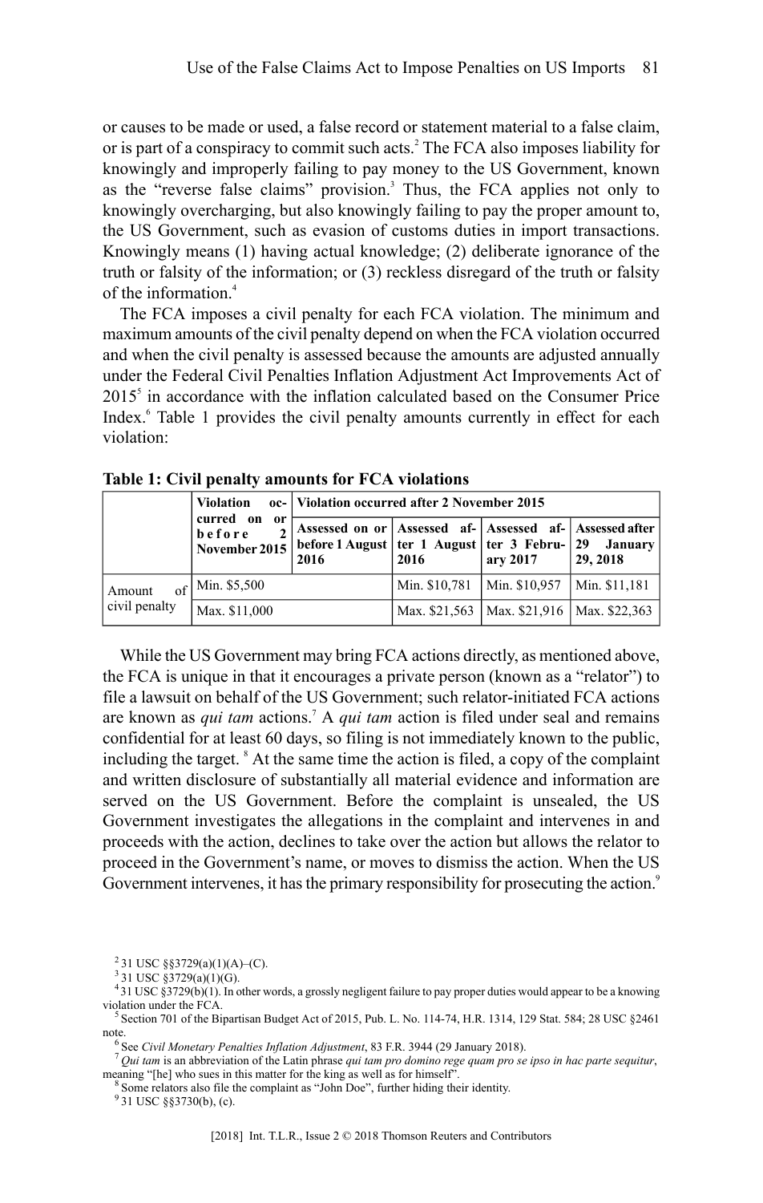or causes to be made or used, a false record or statement material to a false claim, or is part of a conspiracy to commit such acts.[2] The FCA also imposes liability for knowingly and improperly failing to pay money to the US Government, known as the "reverse false claims" provision.[3] Thus, the FCA applies not only to knowingly overcharging, but also knowingly failing to pay the proper amount to, the US Government, such as evasion of customs duties in import transactions. Knowingly means (1) having actual knowledge; (2) deliberate ignorance of the truth or falsity of the information; or (3) reckless disregard of the truth or falsity of the information.[4]

The FCA imposes a civil penalty for each FCA violation. The minimum and maximum amounts of the civil penalty depend on when the FCA violation occurred and when the civil penalty is assessed because the amounts are adjusted annually under the Federal Civil Penalties Inflation Adjustment Act Improvements Act of 2015[5] in accordance with the inflation calculated based on the Consumer Price Index.[6] Table 1 provides the civil penalty amounts currently in effect for each violation:

**Table 1: Civil penalty amounts for FCA violations**

| | Violation occurred on or before 2 November 2015 | Violation occurred after 2 November 2015 | | | |
|---|---|---|---|---|---|
| | | Assessed on or before 1 August 2016 | Assessed after 1 August 2016 | Assessed after 3 February 2017 | Assessed after 29 January 29, 2018 |
| Amount of civil penalty | Min. $5,500 | | Min. $10,781 | Min. $10,957 | Min. $11,181 |
| | Max. $11,000 | | Max. $21,563 | Max. $21,916 | Max. $22,363 |

While the US Government may bring FCA actions directly, as mentioned above, the FCA is unique in that it encourages a private person (known as a "relator") to file a lawsuit on behalf of the US Government; such relator-initiated FCA actions are known as *qui tam* actions.[7] A *qui tam* action is filed under seal and remains confidential for at least 60 days, so filing is not immediately known to the public, including the target.[8] At the same time the action is filed, a copy of the complaint and written disclosure of substantially all material evidence and information are served on the US Government. Before the complaint is unsealed, the US Government investigates the allegations in the complaint and intervenes in and proceeds with the action, declines to take over the action but allows the relator to proceed in the Government's name, or moves to dismiss the action. When the US Government intervenes, it has the primary responsibility for prosecuting the action.[9]

[2] 31 USC §§3729(a)(1)(A)–(C).

[3] 31 USC §3729(a)(1)(G).

[4] 31 USC §3729(b)(1). In other words, a grossly negligent failure to pay proper duties would appear to be a knowing violation under the FCA.

[5] Section 701 of the Bipartisan Budget Act of 2015, Pub. L. No. 114-74, H.R. 1314, 129 Stat. 584; 28 USC §2461 note.

[6] See *Civil Monetary Penalties Inflation Adjustment*, 83 F.R. 3944 (29 January 2018).

[7] *Qui tam* is an abbreviation of the Latin phrase *qui tam pro domino rege quam pro se ipso in hac parte sequitur*, meaning "[he] who sues in this matter for the king as well as for himself".

[8] Some relators also file the complaint as "John Doe", further hiding their identity.

[9] 31 USC §§3730(b), (c).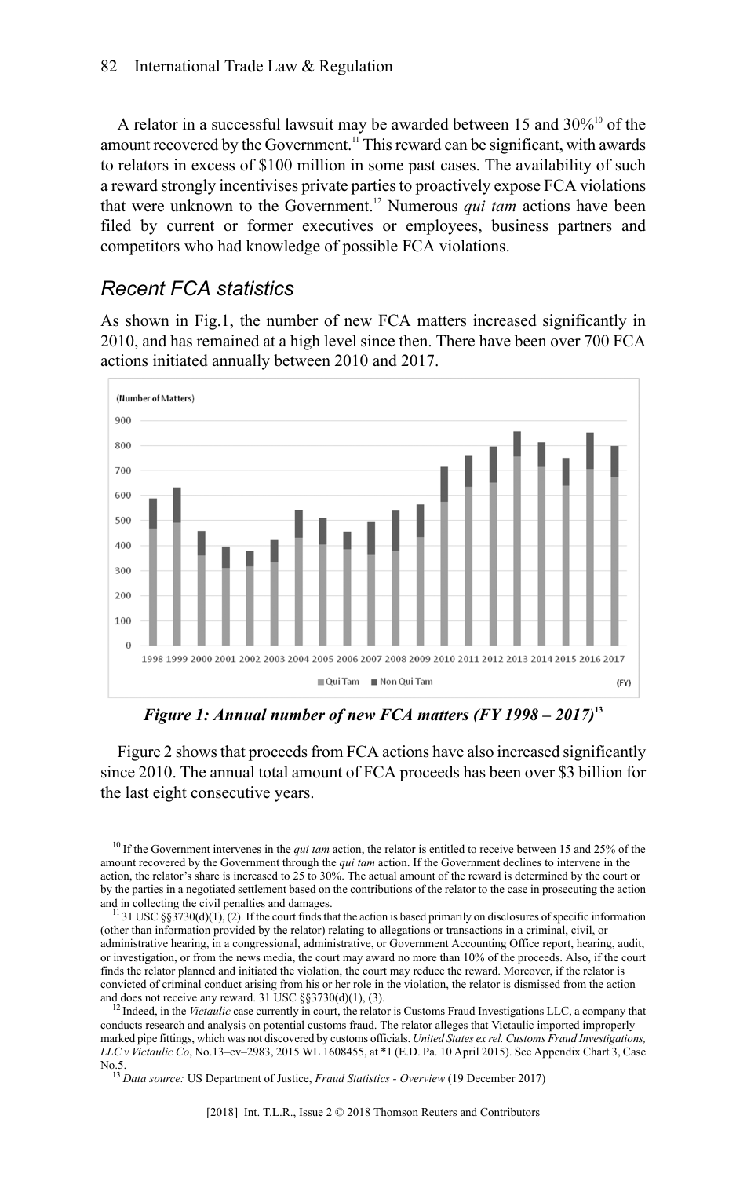A relator in a successful lawsuit may be awarded between 15 and 30%[10] of the amount recovered by the Government.[11] This reward can be significant, with awards to relators in excess of $100 million in some past cases. The availability of such a reward strongly incentivises private parties to proactively expose FCA violations that were unknown to the Government.[12] Numerous *qui tam* actions have been filed by current or former executives or employees, business partners and competitors who had knowledge of possible FCA violations.

## *Recent FCA statistics*

As shown in Fig.1, the number of new FCA matters increased significantly in 2010, and has remained at a high level since then. There have been over 700 FCA actions initiated annually between 2010 and 2017.

***Figure 1: Annual number of new FCA matters (FY 1998 – 2017)***[13]

Figure 2 shows that proceeds from FCA actions have also increased significantly since 2010. The annual total amount of FCA proceeds has been over $3 billion for the last eight consecutive years.

---

[10] If the Government intervenes in the *qui tam* action, the relator is entitled to receive between 15 and 25% of the amount recovered by the Government through the *qui tam* action. If the Government declines to intervene in the action, the relator's share is increased to 25 to 30%. The actual amount of the reward is determined by the court or by the parties in a negotiated settlement based on the contributions of the relator to the case in prosecuting the action and in collecting the civil penalties and damages.

[11] 31 USC §§3730(d)(1), (2). If the court finds that the action is based primarily on disclosures of specific information (other than information provided by the relator) relating to allegations or transactions in a criminal, civil, or administrative hearing, in a congressional, administrative, or Government Accounting Office report, hearing, audit, or investigation, or from the news media, the court may award no more than 10% of the proceeds. Also, if the court finds the relator planned and initiated the violation, the court may reduce the reward. Moreover, if the relator is convicted of criminal conduct arising from his or her role in the violation, the relator is dismissed from the action and does not receive any reward. 31 USC §§3730(d)(1), (3).

[12] Indeed, in the *Victaulic* case currently in court, the relator is Customs Fraud Investigations LLC, a company that conducts research and analysis on potential customs fraud. The relator alleges that Victaulic imported improperly marked pipe fittings, which was not discovered by customs officials. *United States ex rel. Customs Fraud Investigations, LLC v Victaulic Co*, No.13–cv–2983, 2015 WL 1608455, at *1 (E.D. Pa. 10 April 2015). See Appendix Chart 3, Case No.5.

[13] *Data source:* US Department of Justice, *Fraud Statistics - Overview* (19 December 2017)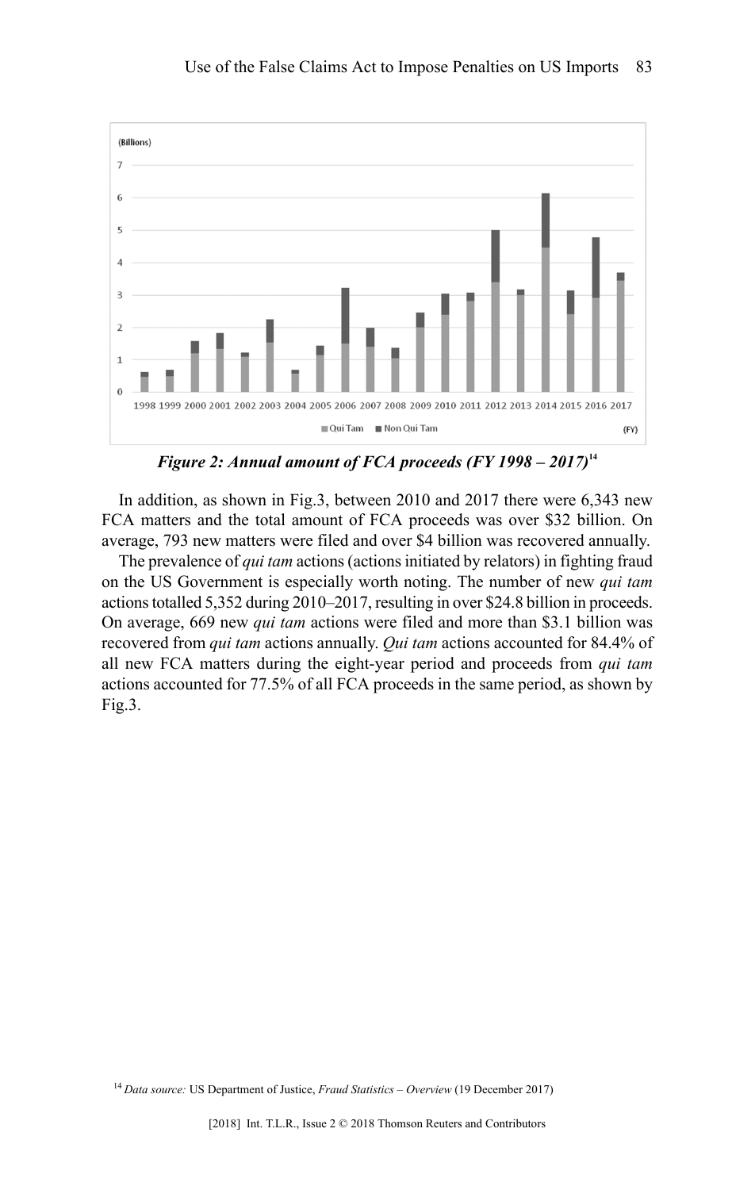*Figure 2: Annual amount of FCA proceeds (FY 1998 – 2017)*[14]

In addition, as shown in Fig.3, between 2010 and 2017 there were 6,343 new FCA matters and the total amount of FCA proceeds was over $32 billion. On average, 793 new matters were filed and over $4 billion was recovered annually.

The prevalence of *qui tam* actions (actions initiated by relators) in fighting fraud on the US Government is especially worth noting. The number of new *qui tam* actions totalled 5,352 during 2010–2017, resulting in over $24.8 billion in proceeds. On average, 669 new *qui tam* actions were filed and more than $3.1 billion was recovered from *qui tam* actions annually. *Qui tam* actions accounted for 84.4% of all new FCA matters during the eight-year period and proceeds from *qui tam* actions accounted for 77.5% of all FCA proceeds in the same period, as shown by Fig.3.

[14] *Data source:* US Department of Justice, *Fraud Statistics – Overview* (19 December 2017)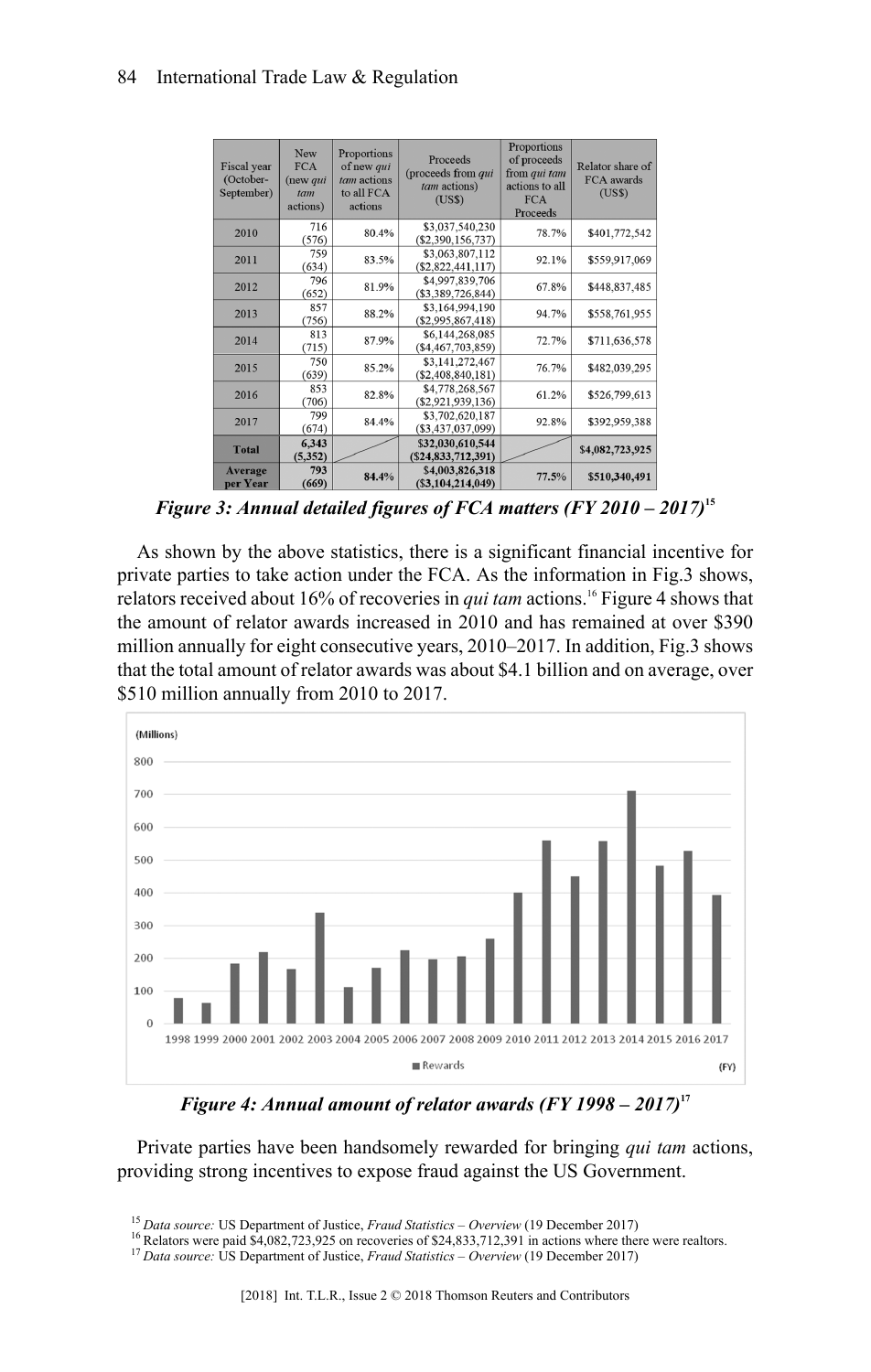| Fiscal year (October-September) | New FCA (new *qui tam* actions) | Proportions of new *qui tam* actions to all FCA actions | Proceeds (proceeds from *qui tam* actions) (US$) | Proportions of proceeds from *qui tam* actions to all FCA Proceeds | Relator share of FCA awards (US$) |
|---|---|---|---|---|---|
| 2010 | 716 (576) | 80.4% | $3,037,540,230 ($2,390,156,737) | 78.7% | $401,772,542 |
| 2011 | 759 (634) | 83.5% | $3,063,807,112 ($2,822,441,117) | 92.1% | $559,917,069 |
| 2012 | 796 (652) | 81.9% | $4,997,839,706 ($3,389,726,844) | 67.8% | $448,837,485 |
| 2013 | 857 (756) | 88.2% | $3,164,994,190 ($2,995,867,418) | 94.7% | $558,761,955 |
| 2014 | 813 (715) | 87.9% | $6,144,268,085 ($4,467,703,859) | 72.7% | $711,636,578 |
| 2015 | 750 (639) | 85.2% | $3,141,272,467 ($2,408,840,181) | 76.7% | $482,039,295 |
| 2016 | 853 (706) | 82.8% | $4,778,268,567 ($2,921,939,136) | 61.2% | $526,799,613 |
| 2017 | 799 (674) | 84.4% | $3,702,620,187 ($3,437,037,099) | 92.8% | $392,959,388 |
| **Total** | **6,343 (5,352)** | | **$32,030,610,544 ($24,833,712,391)** | | **$4,082,723,925** |
| **Average per Year** | **793 (669)** | **84.4%** | **$4,003,826,318 ($3,104,214,049)** | **77.5%** | **$510,340,491** |

***Figure 3: Annual detailed figures of FCA matters (FY 2010 – 2017)***[15]

As shown by the above statistics, there is a significant financial incentive for private parties to take action under the FCA. As the information in Fig.3 shows, relators received about 16% of recoveries in *qui tam* actions.[16] Figure 4 shows that the amount of relator awards increased in 2010 and has remained at over $390 million annually for eight consecutive years, 2010–2017. In addition, Fig.3 shows that the total amount of relator awards was about $4.1 billion and on average, over $510 million annually from 2010 to 2017.

***Figure 4: Annual amount of relator awards (FY 1998 – 2017)***[17]

Private parties have been handsomely rewarded for bringing *qui tam* actions, providing strong incentives to expose fraud against the US Government.

[15] *Data source:* US Department of Justice, *Fraud Statistics – Overview* (19 December 2017)

[16] Relators were paid $4,082,723,925 on recoveries of $24,833,712,391 in actions where there were realtors.

[17] *Data source:* US Department of Justice, *Fraud Statistics – Overview* (19 December 2017)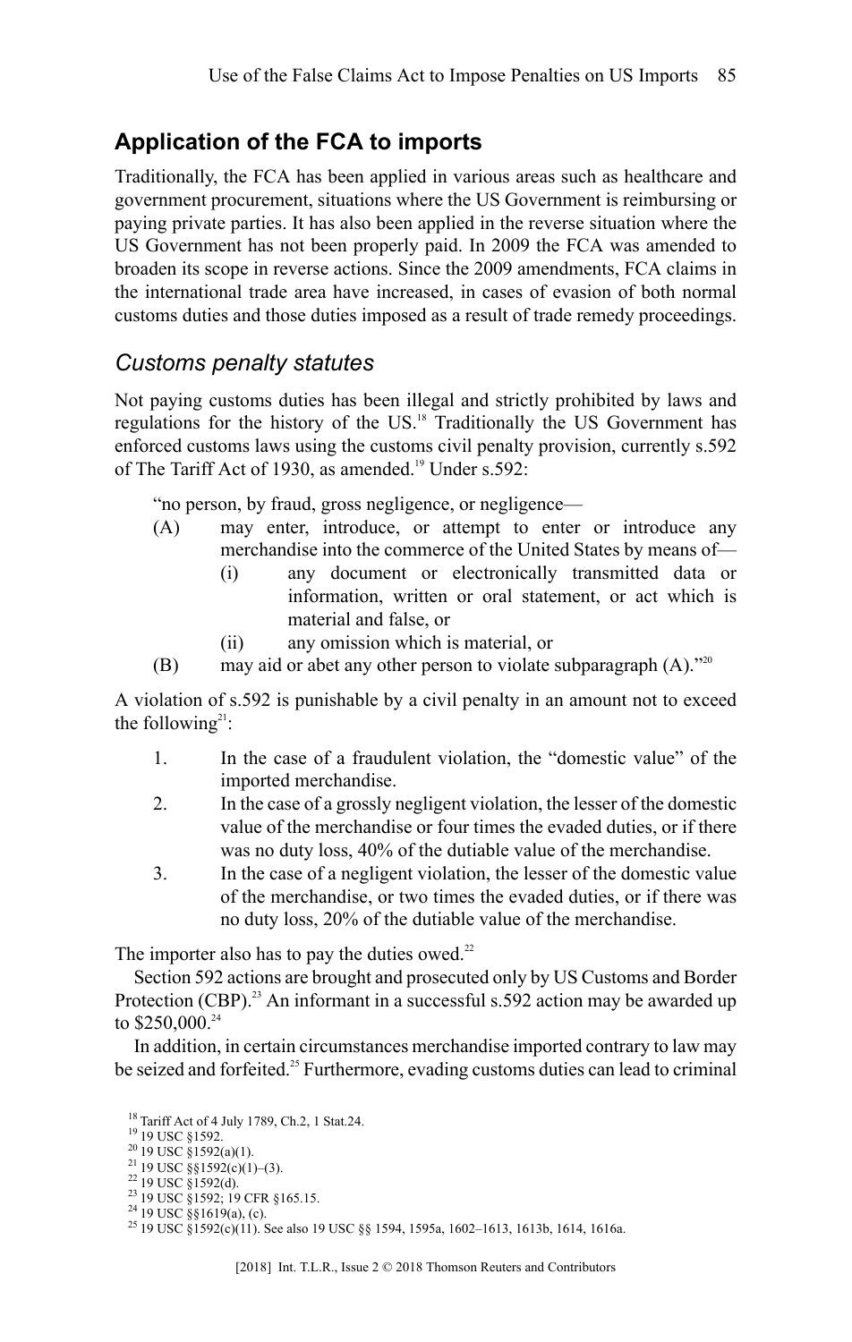## Application of the FCA to imports

Traditionally, the FCA has been applied in various areas such as healthcare and government procurement, situations where the US Government is reimbursing or paying private parties. It has also been applied in the reverse situation where the US Government has not been properly paid. In 2009 the FCA was amended to broaden its scope in reverse actions. Since the 2009 amendments, FCA claims in the international trade area have increased, in cases of evasion of both normal customs duties and those duties imposed as a result of trade remedy proceedings.

### *Customs penalty statutes*

Not paying customs duties has been illegal and strictly prohibited by laws and regulations for the history of the US.[18] Traditionally the US Government has enforced customs laws using the customs civil penalty provision, currently s.592 of The Tariff Act of 1930, as amended.[19] Under s.592:

> "no person, by fraud, gross negligence, or negligence—
>
> (A) may enter, introduce, or attempt to enter or introduce any merchandise into the commerce of the United States by means of—
>
> (i) any document or electronically transmitted data or information, written or oral statement, or act which is material and false, or
>
> (ii) any omission which is material, or
>
> (B) may aid or abet any other person to violate subparagraph (A)."[20]

A violation of s.592 is punishable by a civil penalty in an amount not to exceed the following[21]:

1. In the case of a fraudulent violation, the "domestic value" of the imported merchandise.
2. In the case of a grossly negligent violation, the lesser of the domestic value of the merchandise or four times the evaded duties, or if there was no duty loss, 40% of the dutiable value of the merchandise.
3. In the case of a negligent violation, the lesser of the domestic value of the merchandise, or two times the evaded duties, or if there was no duty loss, 20% of the dutiable value of the merchandise.

The importer also has to pay the duties owed.[22]

Section 592 actions are brought and prosecuted only by US Customs and Border Protection (CBP).[23] An informant in a successful s.592 action may be awarded up to $250,000.[24]

In addition, in certain circumstances merchandise imported contrary to law may be seized and forfeited.[25] Furthermore, evading customs duties can lead to criminal

[18] Tariff Act of 4 July 1789, Ch.2, 1 Stat.24.

[19] 19 USC §1592.

[20] 19 USC §1592(a)(1).

[21] 19 USC §§1592(c)(1)–(3).

[22] 19 USC §1592(d).

[23] 19 USC §1592; 19 CFR §165.15.

[24] 19 USC §§1619(a), (c).

[25] 19 USC §1592(c)(11). See also 19 USC §§ 1594, 1595a, 1602–1613, 1613b, 1614, 1616a.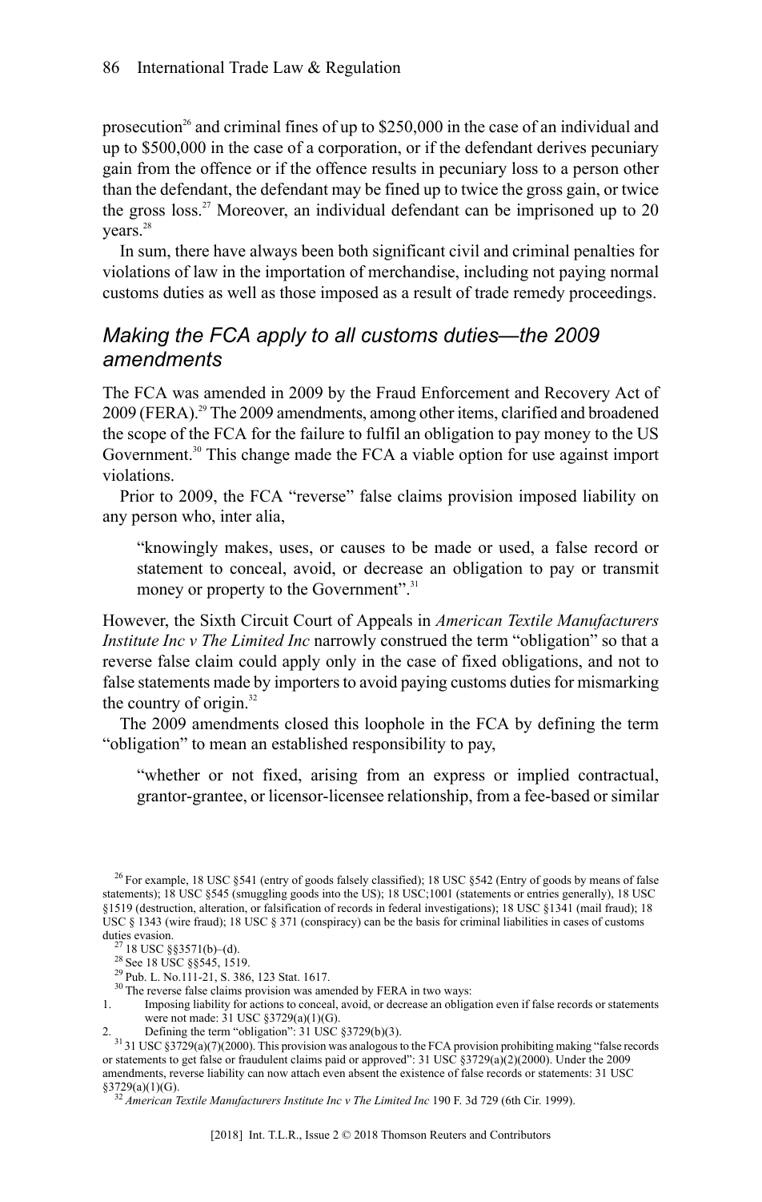prosecution[26] and criminal fines of up to $250,000 in the case of an individual and up to $500,000 in the case of a corporation, or if the defendant derives pecuniary gain from the offence or if the offence results in pecuniary loss to a person other than the defendant, the defendant may be fined up to twice the gross gain, or twice the gross loss.[27] Moreover, an individual defendant can be imprisoned up to 20 years.[28]

In sum, there have always been both significant civil and criminal penalties for violations of law in the importation of merchandise, including not paying normal customs duties as well as those imposed as a result of trade remedy proceedings.

## *Making the FCA apply to all customs duties—the 2009 amendments*

The FCA was amended in 2009 by the Fraud Enforcement and Recovery Act of 2009 (FERA).[29] The 2009 amendments, among other items, clarified and broadened the scope of the FCA for the failure to fulfil an obligation to pay money to the US Government.[30] This change made the FCA a viable option for use against import violations.

Prior to 2009, the FCA "reverse" false claims provision imposed liability on any person who, inter alia,

> "knowingly makes, uses, or causes to be made or used, a false record or statement to conceal, avoid, or decrease an obligation to pay or transmit money or property to the Government".[31]

However, the Sixth Circuit Court of Appeals in *American Textile Manufacturers Institute Inc v The Limited Inc* narrowly construed the term "obligation" so that a reverse false claim could apply only in the case of fixed obligations, and not to false statements made by importers to avoid paying customs duties for mismarking the country of origin.[32]

The 2009 amendments closed this loophole in the FCA by defining the term "obligation" to mean an established responsibility to pay,

> "whether or not fixed, arising from an express or implied contractual, grantor-grantee, or licensor-licensee relationship, from a fee-based or similar

---

[26] For example, 18 USC §541 (entry of goods falsely classified); 18 USC §542 (Entry of goods by means of false statements); 18 USC §545 (smuggling goods into the US); 18 USC;1001 (statements or entries generally), 18 USC §1519 (destruction, alteration, or falsification of records in federal investigations); 18 USC §1341 (mail fraud); 18 USC § 1343 (wire fraud); 18 USC § 371 (conspiracy) can be the basis for criminal liabilities in cases of customs duties evasion.

[27] 18 USC §§3571(b)–(d).

[28] See 18 USC §§545, 1519.

[29] Pub. L. No.111-21, S. 386, 123 Stat. 1617.

[30] The reverse false claims provision was amended by FERA in two ways:

1. Imposing liability for actions to conceal, avoid, or decrease an obligation even if false records or statements were not made: 31 USC §3729(a)(1)(G).
2. Defining the term "obligation": 31 USC §3729(b)(3).

[31] 31 USC §3729(a)(7)(2000). This provision was analogous to the FCA provision prohibiting making "false records or statements to get false or fraudulent claims paid or approved": 31 USC §3729(a)(2)(2000). Under the 2009 amendments, reverse liability can now attach even absent the existence of false records or statements: 31 USC §3729(a)(1)(G).

[32] *American Textile Manufacturers Institute Inc v The Limited Inc* 190 F. 3d 729 (6th Cir. 1999).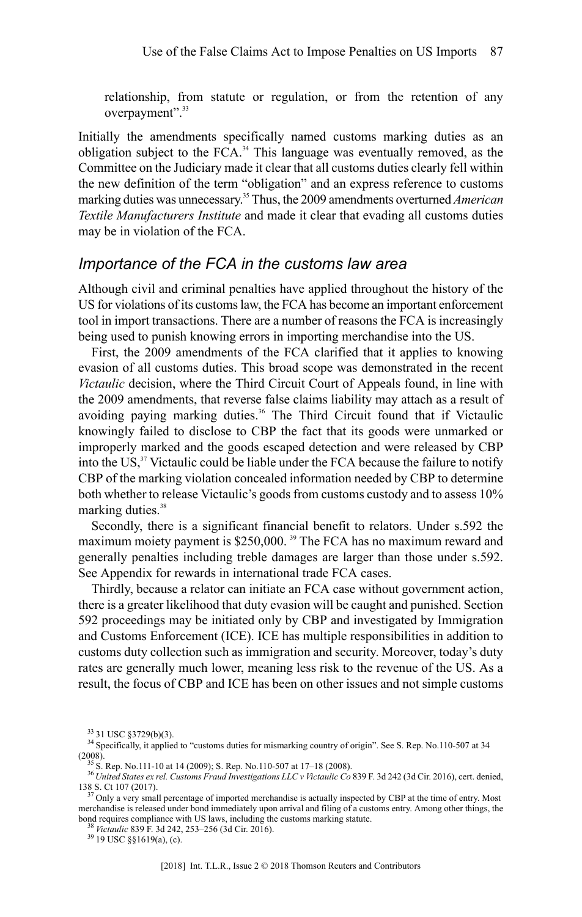relationship, from statute or regulation, or from the retention of any overpayment".[33]

Initially the amendments specifically named customs marking duties as an obligation subject to the FCA.[34] This language was eventually removed, as the Committee on the Judiciary made it clear that all customs duties clearly fell within the new definition of the term "obligation" and an express reference to customs marking duties was unnecessary.[35] Thus, the 2009 amendments overturned *American Textile Manufacturers Institute* and made it clear that evading all customs duties may be in violation of the FCA.

## *Importance of the FCA in the customs law area*

Although civil and criminal penalties have applied throughout the history of the US for violations of its customs law, the FCA has become an important enforcement tool in import transactions. There are a number of reasons the FCA is increasingly being used to punish knowing errors in importing merchandise into the US.

First, the 2009 amendments of the FCA clarified that it applies to knowing evasion of all customs duties. This broad scope was demonstrated in the recent *Victaulic* decision, where the Third Circuit Court of Appeals found, in line with the 2009 amendments, that reverse false claims liability may attach as a result of avoiding paying marking duties.[36] The Third Circuit found that if Victaulic knowingly failed to disclose to CBP the fact that its goods were unmarked or improperly marked and the goods escaped detection and were released by CBP into the US,[37] Victaulic could be liable under the FCA because the failure to notify CBP of the marking violation concealed information needed by CBP to determine both whether to release Victaulic's goods from customs custody and to assess 10% marking duties.[38]

Secondly, there is a significant financial benefit to relators. Under s.592 the maximum moiety payment is $250,000. [39] The FCA has no maximum reward and generally penalties including treble damages are larger than those under s.592. See Appendix for rewards in international trade FCA cases.

Thirdly, because a relator can initiate an FCA case without government action, there is a greater likelihood that duty evasion will be caught and punished. Section 592 proceedings may be initiated only by CBP and investigated by Immigration and Customs Enforcement (ICE). ICE has multiple responsibilities in addition to customs duty collection such as immigration and security. Moreover, today's duty rates are generally much lower, meaning less risk to the revenue of the US. As a result, the focus of CBP and ICE has been on other issues and not simple customs

---

[33] 31 USC §3729(b)(3).

[34] Specifically, it applied to "customs duties for mismarking country of origin". See S. Rep. No.110-507 at 34 (2008).

[35] S. Rep. No.111-10 at 14 (2009); S. Rep. No.110-507 at 17–18 (2008).

[36] *United States ex rel. Customs Fraud Investigations LLC v Victaulic Co* 839 F. 3d 242 (3d Cir. 2016), cert. denied, 138 S. Ct 107 (2017).

[37] Only a very small percentage of imported merchandise is actually inspected by CBP at the time of entry. Most merchandise is released under bond immediately upon arrival and filing of a customs entry. Among other things, the bond requires compliance with US laws, including the customs marking statute.

[38] *Victaulic* 839 F. 3d 242, 253–256 (3d Cir. 2016).

[39] 19 USC §§1619(a), (c).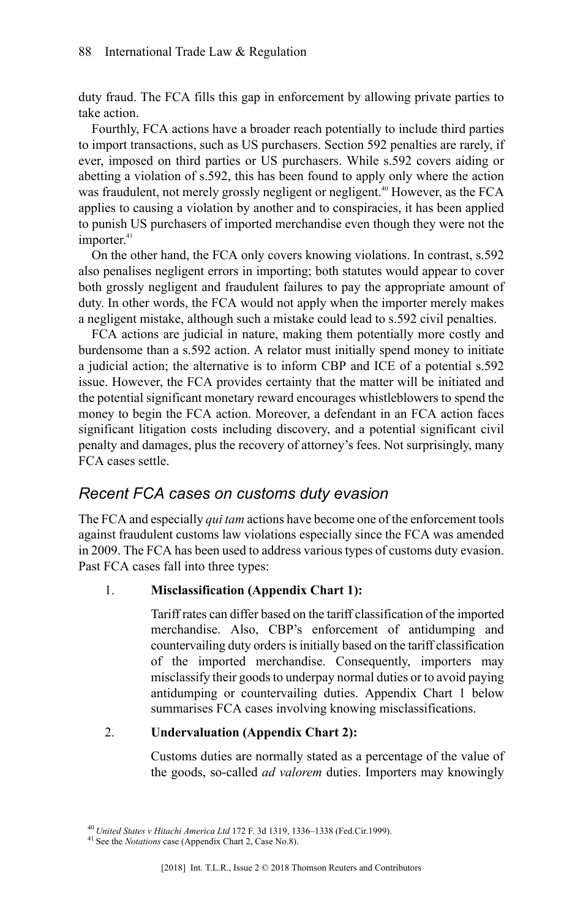duty fraud. The FCA fills this gap in enforcement by allowing private parties to take action.

Fourthly, FCA actions have a broader reach potentially to include third parties to import transactions, such as US purchasers. Section 592 penalties are rarely, if ever, imposed on third parties or US purchasers. While s.592 covers aiding or abetting a violation of s.592, this has been found to apply only where the action was fraudulent, not merely grossly negligent or negligent.[40] However, as the FCA applies to causing a violation by another and to conspiracies, it has been applied to punish US purchasers of imported merchandise even though they were not the importer.[41]

On the other hand, the FCA only covers knowing violations. In contrast, s.592 also penalises negligent errors in importing; both statutes would appear to cover both grossly negligent and fraudulent failures to pay the appropriate amount of duty. In other words, the FCA would not apply when the importer merely makes a negligent mistake, although such a mistake could lead to s.592 civil penalties.

FCA actions are judicial in nature, making them potentially more costly and burdensome than a s.592 action. A relator must initially spend money to initiate a judicial action; the alternative is to inform CBP and ICE of a potential s.592 issue. However, the FCA provides certainty that the matter will be initiated and the potential significant monetary reward encourages whistleblowers to spend the money to begin the FCA action. Moreover, a defendant in an FCA action faces significant litigation costs including discovery, and a potential significant civil penalty and damages, plus the recovery of attorney's fees. Not surprisingly, many FCA cases settle.

## *Recent FCA cases on customs duty evasion*

The FCA and especially *qui tam* actions have become one of the enforcement tools against fraudulent customs law violations especially since the FCA was amended in 2009. The FCA has been used to address various types of customs duty evasion. Past FCA cases fall into three types:

1. **Misclassification (Appendix Chart 1):**

   Tariff rates can differ based on the tariff classification of the imported merchandise. Also, CBP's enforcement of antidumping and countervailing duty orders is initially based on the tariff classification of the imported merchandise. Consequently, importers may misclassify their goods to underpay normal duties or to avoid paying antidumping or countervailing duties. Appendix Chart 1 below summarises FCA cases involving knowing misclassifications.

2. **Undervaluation (Appendix Chart 2):**

   Customs duties are normally stated as a percentage of the value of the goods, so-called *ad valorem* duties. Importers may knowingly

[40] *United States v Hitachi America Ltd* 172 F. 3d 1319, 1336–1338 (Fed.Cir.1999).

[41] See the *Notations* case (Appendix Chart 2, Case No.8).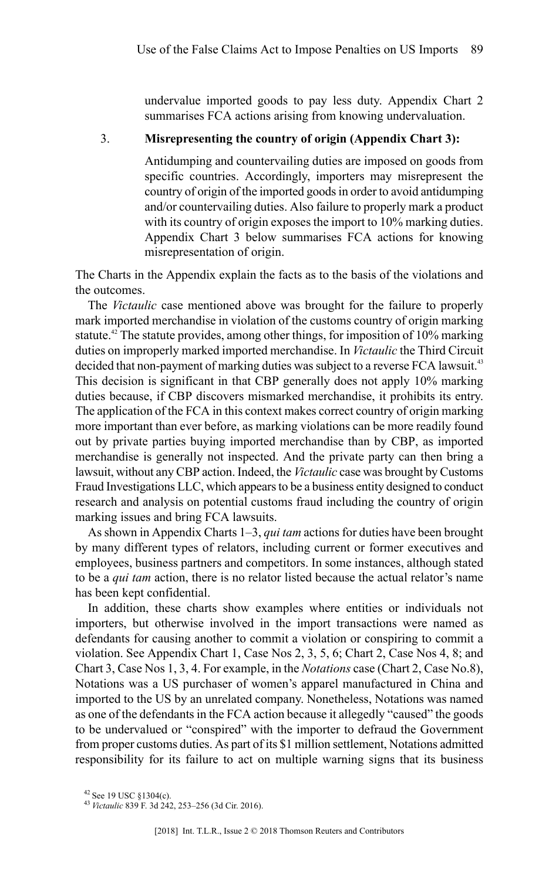undervalue imported goods to pay less duty. Appendix Chart 2 summarises FCA actions arising from knowing undervaluation.

3. **Misrepresenting the country of origin (Appendix Chart 3):**

   Antidumping and countervailing duties are imposed on goods from specific countries. Accordingly, importers may misrepresent the country of origin of the imported goods in order to avoid antidumping and/or countervailing duties. Also failure to properly mark a product with its country of origin exposes the import to 10% marking duties. Appendix Chart 3 below summarises FCA actions for knowing misrepresentation of origin.

The Charts in the Appendix explain the facts as to the basis of the violations and the outcomes.

The *Victaulic* case mentioned above was brought for the failure to properly mark imported merchandise in violation of the customs country of origin marking statute.[42] The statute provides, among other things, for imposition of 10% marking duties on improperly marked imported merchandise. In *Victaulic* the Third Circuit decided that non-payment of marking duties was subject to a reverse FCA lawsuit.[43] This decision is significant in that CBP generally does not apply 10% marking duties because, if CBP discovers mismarked merchandise, it prohibits its entry. The application of the FCA in this context makes correct country of origin marking more important than ever before, as marking violations can be more readily found out by private parties buying imported merchandise than by CBP, as imported merchandise is generally not inspected. And the private party can then bring a lawsuit, without any CBP action. Indeed, the *Victaulic* case was brought by Customs Fraud Investigations LLC, which appears to be a business entity designed to conduct research and analysis on potential customs fraud including the country of origin marking issues and bring FCA lawsuits.

As shown in Appendix Charts 1–3, *qui tam* actions for duties have been brought by many different types of relators, including current or former executives and employees, business partners and competitors. In some instances, although stated to be a *qui tam* action, there is no relator listed because the actual relator's name has been kept confidential.

In addition, these charts show examples where entities or individuals not importers, but otherwise involved in the import transactions were named as defendants for causing another to commit a violation or conspiring to commit a violation. See Appendix Chart 1, Case Nos 2, 3, 5, 6; Chart 2, Case Nos 4, 8; and Chart 3, Case Nos 1, 3, 4. For example, in the *Notations* case (Chart 2, Case No.8), Notations was a US purchaser of women's apparel manufactured in China and imported to the US by an unrelated company. Nonetheless, Notations was named as one of the defendants in the FCA action because it allegedly "caused" the goods to be undervalued or "conspired" with the importer to defraud the Government from proper customs duties. As part of its $1 million settlement, Notations admitted responsibility for its failure to act on multiple warning signs that its business

[42] See 19 USC §1304(c).

[43] *Victaulic* 839 F. 3d 242, 253–256 (3d Cir. 2016).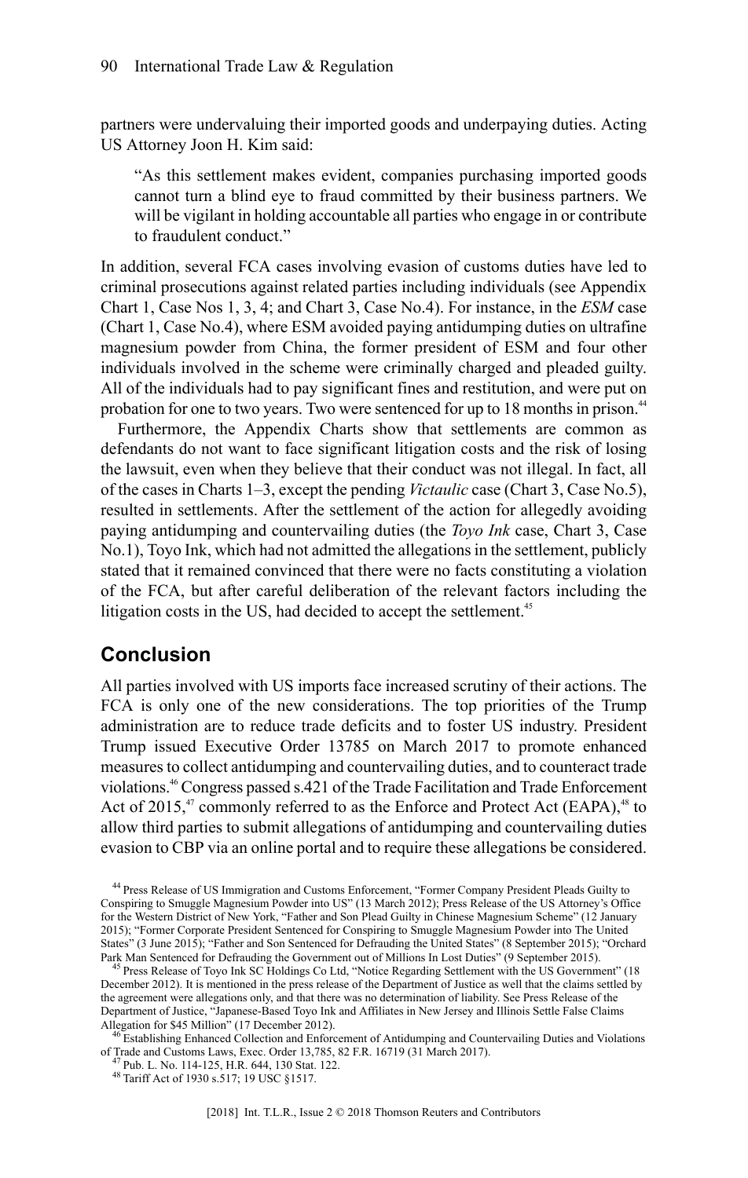partners were undervaluing their imported goods and underpaying duties. Acting US Attorney Joon H. Kim said:

> "As this settlement makes evident, companies purchasing imported goods cannot turn a blind eye to fraud committed by their business partners. We will be vigilant in holding accountable all parties who engage in or contribute to fraudulent conduct."

In addition, several FCA cases involving evasion of customs duties have led to criminal prosecutions against related parties including individuals (see Appendix Chart 1, Case Nos 1, 3, 4; and Chart 3, Case No.4). For instance, in the *ESM* case (Chart 1, Case No.4), where ESM avoided paying antidumping duties on ultrafine magnesium powder from China, the former president of ESM and four other individuals involved in the scheme were criminally charged and pleaded guilty. All of the individuals had to pay significant fines and restitution, and were put on probation for one to two years. Two were sentenced for up to 18 months in prison.[44]

Furthermore, the Appendix Charts show that settlements are common as defendants do not want to face significant litigation costs and the risk of losing the lawsuit, even when they believe that their conduct was not illegal. In fact, all of the cases in Charts 1–3, except the pending *Victaulic* case (Chart 3, Case No.5), resulted in settlements. After the settlement of the action for allegedly avoiding paying antidumping and countervailing duties (the *Toyo Ink* case, Chart 3, Case No.1), Toyo Ink, which had not admitted the allegations in the settlement, publicly stated that it remained convinced that there were no facts constituting a violation of the FCA, but after careful deliberation of the relevant factors including the litigation costs in the US, had decided to accept the settlement.[45]

## Conclusion

All parties involved with US imports face increased scrutiny of their actions. The FCA is only one of the new considerations. The top priorities of the Trump administration are to reduce trade deficits and to foster US industry. President Trump issued Executive Order 13785 on March 2017 to promote enhanced measures to collect antidumping and countervailing duties, and to counteract trade violations.[46] Congress passed s.421 of the Trade Facilitation and Trade Enforcement Act of 2015,[47] commonly referred to as the Enforce and Protect Act (EAPA),[48] to allow third parties to submit allegations of antidumping and countervailing duties evasion to CBP via an online portal and to require these allegations be considered.

[44] Press Release of US Immigration and Customs Enforcement, "Former Company President Pleads Guilty to Conspiring to Smuggle Magnesium Powder into US" (13 March 2012); Press Release of the US Attorney's Office for the Western District of New York, "Father and Son Plead Guilty in Chinese Magnesium Scheme" (12 January 2015); "Former Corporate President Sentenced for Conspiring to Smuggle Magnesium Powder into The United States" (3 June 2015); "Father and Son Sentenced for Defrauding the United States" (8 September 2015); "Orchard Park Man Sentenced for Defrauding the Government out of Millions In Lost Duties" (9 September 2015).

[45] Press Release of Toyo Ink SC Holdings Co Ltd, "Notice Regarding Settlement with the US Government" (18 December 2012). It is mentioned in the press release of the Department of Justice as well that the claims settled by the agreement were allegations only, and that there was no determination of liability. See Press Release of the Department of Justice, "Japanese-Based Toyo Ink and Affiliates in New Jersey and Illinois Settle False Claims Allegation for $45 Million" (17 December 2012).

[46] Establishing Enhanced Collection and Enforcement of Antidumping and Countervailing Duties and Violations of Trade and Customs Laws, Exec. Order 13,785, 82 F.R. 16719 (31 March 2017).

[47] Pub. L. No. 114-125, H.R. 644, 130 Stat. 122.

[48] Tariff Act of 1930 s.517; 19 USC §1517.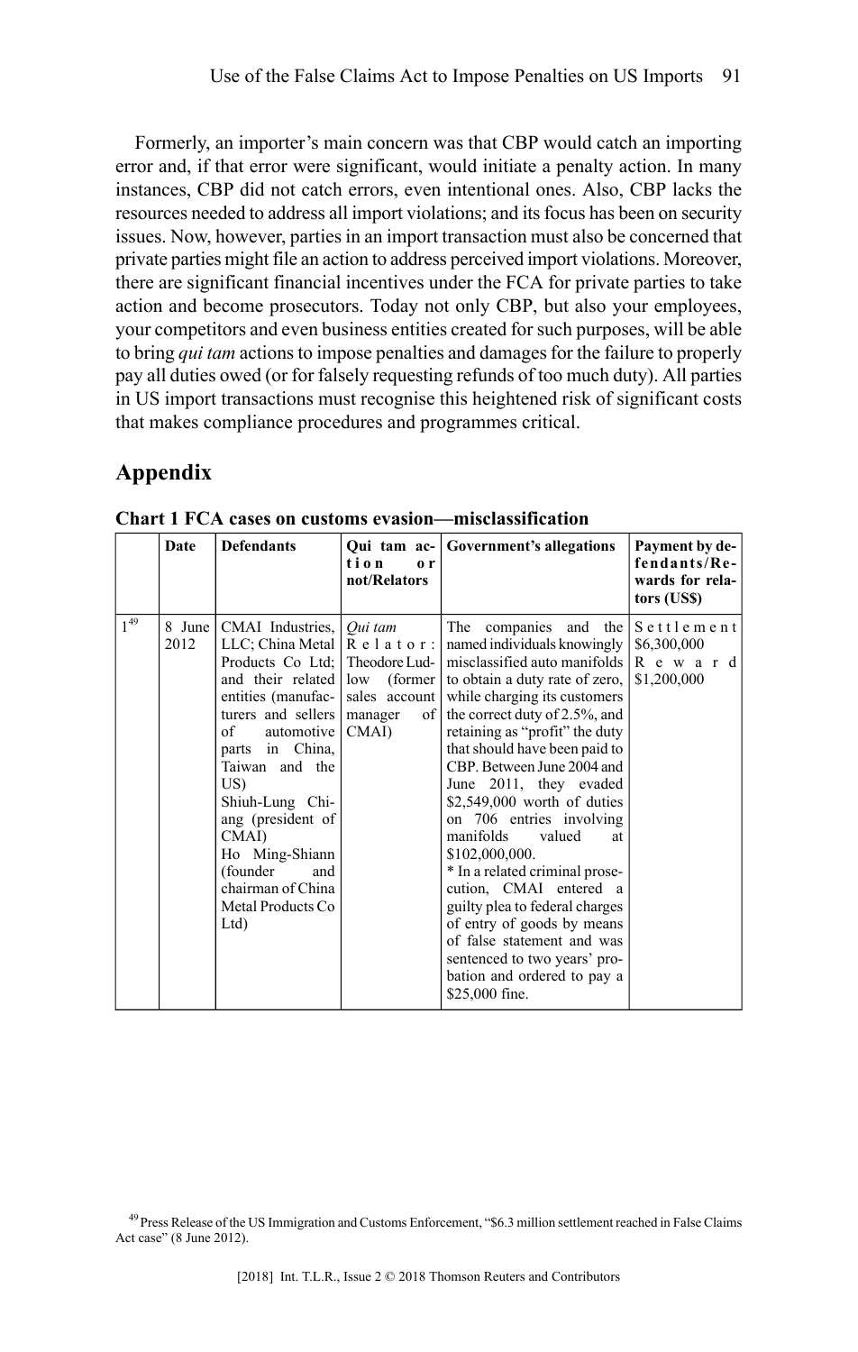Formerly, an importer's main concern was that CBP would catch an importing error and, if that error were significant, would initiate a penalty action. In many instances, CBP did not catch errors, even intentional ones. Also, CBP lacks the resources needed to address all import violations; and its focus has been on security issues. Now, however, parties in an import transaction must also be concerned that private parties might file an action to address perceived import violations. Moreover, there are significant financial incentives under the FCA for private parties to take action and become prosecutors. Today not only CBP, but also your employees, your competitors and even business entities created for such purposes, will be able to bring *qui tam* actions to impose penalties and damages for the failure to properly pay all duties owed (or for falsely requesting refunds of too much duty). All parties in US import transactions must recognise this heightened risk of significant costs that makes compliance procedures and programmes critical.

## Appendix

**Chart 1 FCA cases on customs evasion—misclassification**

| | Date | Defendants | Qui tam action or not/Relators | Government's allegations | Payment by defendants/Rewards for relators (US$) |
|---|---|---|---|---|---|
| 1[49] | 8 June 2012 | CMAI Industries, LLC; China Metal Products Co Ltd; and their related entities (manufacturers and sellers of automotive parts in China, Taiwan and the US)<br>Shiuh-Lung Chiang (president of CMAI)<br>Ho Ming-Shiann (founder and chairman of China Metal Products Co Ltd) | *Qui tam*<br>Relator: Theodore Ludlow (former sales account manager of CMAI) | The companies and the named individuals knowingly misclassified auto manifolds to obtain a duty rate of zero, while charging its customers the correct duty of 2.5%, and retaining as "profit" the duty that should have been paid to CBP. Between June 2004 and June 2011, they evaded $2,549,000 worth of duties on 706 entries involving manifolds valued at $102,000,000.<br>* In a related criminal prosecution, CMAI entered a guilty plea to federal charges of entry of goods by means of false statement and was sentenced to two years' probation and ordered to pay a $25,000 fine. | Settlement $6,300,000<br>Reward $1,200,000 |

[49] Press Release of the US Immigration and Customs Enforcement, "$6.3 million settlement reached in False Claims Act case" (8 June 2012).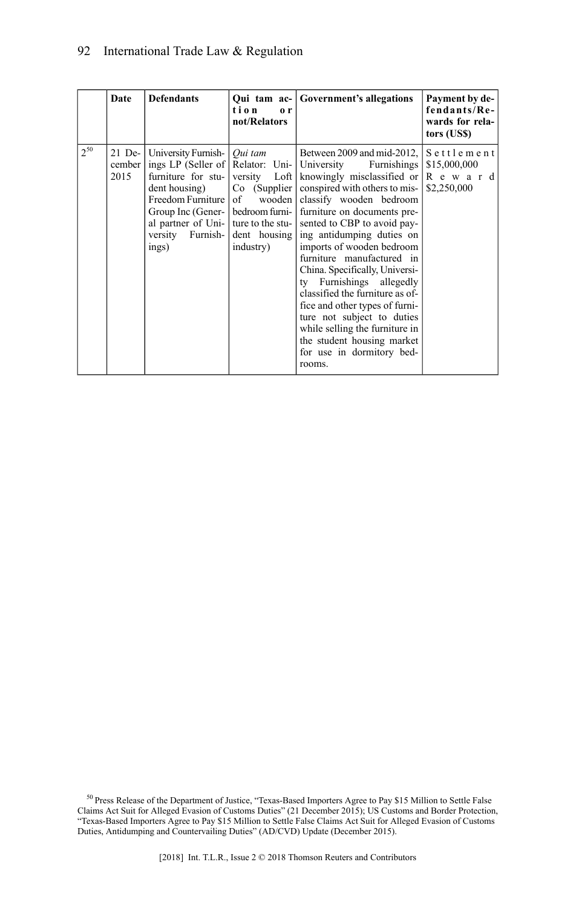| | Date | Defendants | Qui tam action or not/Relators | Government's allegations | Payment by defendants/Rewards for relators (US$) |
|---|---|---|---|---|---|
| 2[50] | 21 December 2015 | University Furnishings LP (Seller of furniture for student housing) Freedom Furniture Group Inc (General partner of University Furnishings) | *Qui tam* Relator: University Loft Co (Supplier of wooden bedroom furniture to the student housing industry) | Between 2009 and mid-2012, University Furnishings knowingly misclassified or conspired with others to misclassify wooden bedroom furniture on documents presented to CBP to avoid paying antidumping duties on imports of wooden bedroom furniture manufactured in China. Specifically, University Furnishings allegedly classified the furniture as office and other types of furniture not subject to duties while selling the furniture in the student housing market for use in dormitory bedrooms. | Settlement $15,000,000 Reward $2,250,000 |

[50] Press Release of the Department of Justice, "Texas-Based Importers Agree to Pay $15 Million to Settle False Claims Act Suit for Alleged Evasion of Customs Duties" (21 December 2015); US Customs and Border Protection, "Texas-Based Importers Agree to Pay $15 Million to Settle False Claims Act Suit for Alleged Evasion of Customs Duties, Antidumping and Countervailing Duties" (AD/CVD) Update (December 2015).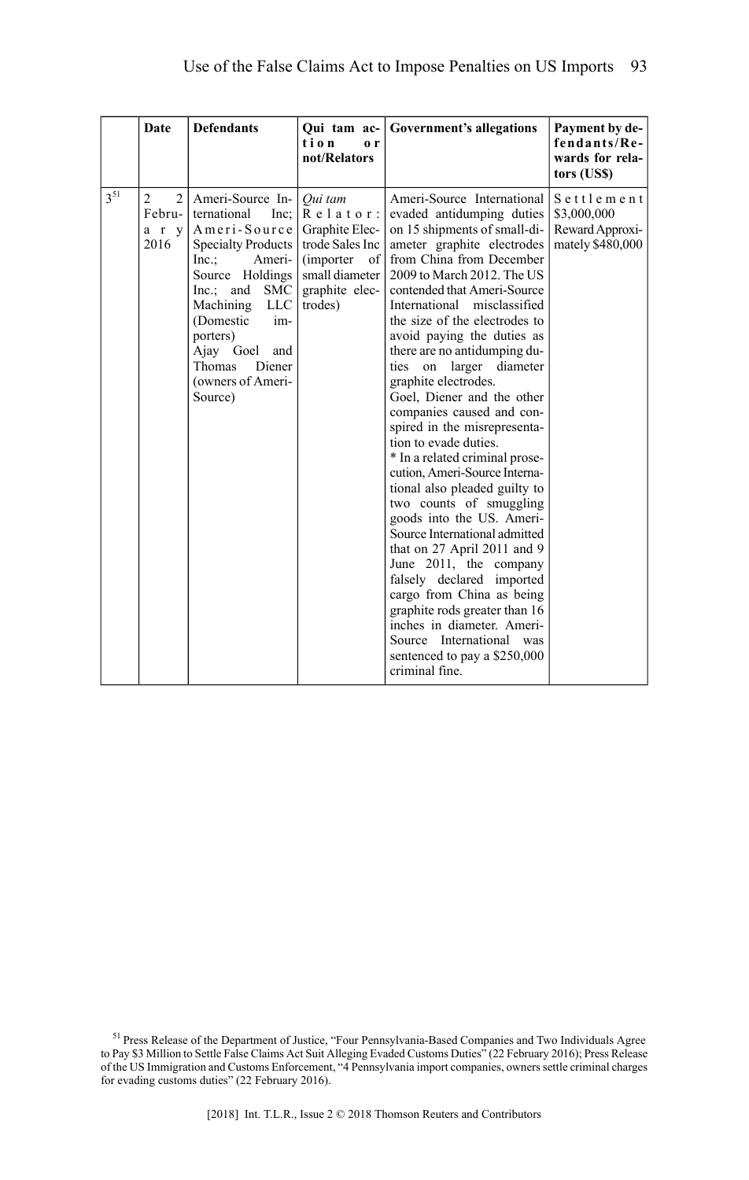| | Date | Defendants | Qui tam action or not/Relators | Government's allegations | Payment by defendants/Rewards for relators (US$) |
|---|---|---|---|---|---|
| 3[51] | 22 February 2016 | Ameri-Source International Inc; Ameri-Source Specialty Products Inc.; Ameri-Source Holdings Inc.; and SMC Machining LLC (Domestic importers)<br>Ajay Goel and Thomas Diener (owners of Ameri-Source) | *Qui tam*<br>Relator: Graphite Electrode Sales Inc (importer of small diameter graphite electrodes) | Ameri-Source International evaded antidumping duties on 15 shipments of small-diameter graphite electrodes from China from December 2009 to March 2012. The US contended that Ameri-Source International misclassified the size of the electrodes to avoid paying the duties as there are no antidumping duties on larger diameter graphite electrodes.<br>Goel, Diener and the other companies caused and conspired in the misrepresentation to evade duties.<br>* In a related criminal prosecution, Ameri-Source International also pleaded guilty to two counts of smuggling goods into the US. Ameri-Source International admitted that on 27 April 2011 and 9 June 2011, the company falsely declared imported cargo from China as being graphite rods greater than 16 inches in diameter. Ameri-Source International was sentenced to pay a $250,000 criminal fine. | Settlement $3,000,000<br>Reward Approximately $480,000 |

[51] Press Release of the Department of Justice, "Four Pennsylvania-Based Companies and Two Individuals Agree to Pay $3 Million to Settle False Claims Act Suit Alleging Evaded Customs Duties" (22 February 2016); Press Release of the US Immigration and Customs Enforcement, "4 Pennsylvania import companies, owners settle criminal charges for evading customs duties" (22 February 2016).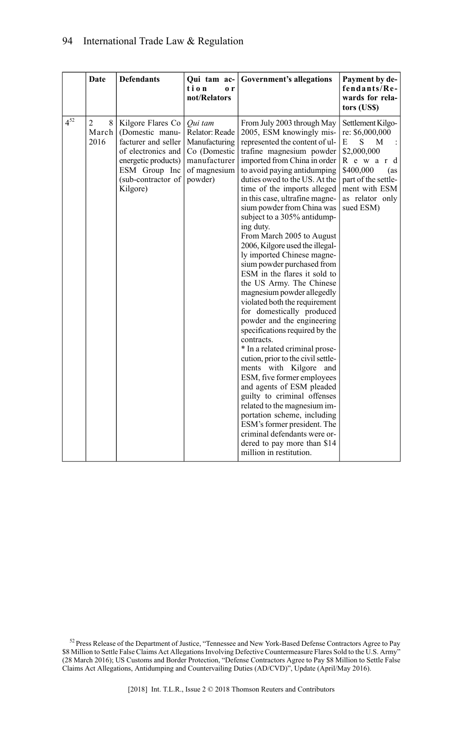| | Date | Defendants | Qui tam action or not/Relators | Government's allegations | Payment by defendants/Rewards for relators (US$) |
|---|---|---|---|---|---|
| 4[52] | 28 March 2016 | Kilgore Flares Co (Domestic manufacturer and seller of electronics and energetic products) ESM Group Inc (sub-contractor of Kilgore) | *Qui tam* Relator: Reade Manufacturing Co (Domestic manufacturer of magnesium powder) | From July 2003 through May 2005, ESM knowingly misrepresented the content of ultrafine magnesium powder imported from China in order to avoid paying antidumping duties owed to the US. At the time of the imports alleged in this case, ultrafine magnesium powder from China was subject to a 305% antidumping duty.<br>From March 2005 to August 2006, Kilgore used the illegally imported Chinese magnesium powder purchased from ESM in the flares it sold to the US Army. The Chinese magnesium powder allegedly violated both the requirement for domestically produced powder and the engineering specifications required by the contracts.<br>* In a related criminal prosecution, prior to the civil settlements with Kilgore and ESM, five former employees and agents of ESM pleaded guilty to criminal offenses related to the magnesium importation scheme, including ESM's former president. The criminal defendants were ordered to pay more than $14 million in restitution. | Settlement Kilgore: $6,000,000<br>ESM: $2,000,000<br>Reward $400,000 (as part of the settlement with ESM as relator only sued ESM) |

[52] Press Release of the Department of Justice, "Tennessee and New York-Based Defense Contractors Agree to Pay $8 Million to Settle False Claims Act Allegations Involving Defective Countermeasure Flares Sold to the U.S. Army" (28 March 2016); US Customs and Border Protection, "Defense Contractors Agree to Pay $8 Million to Settle False Claims Act Allegations, Antidumping and Countervailing Duties (AD/CVD)", Update (April/May 2016).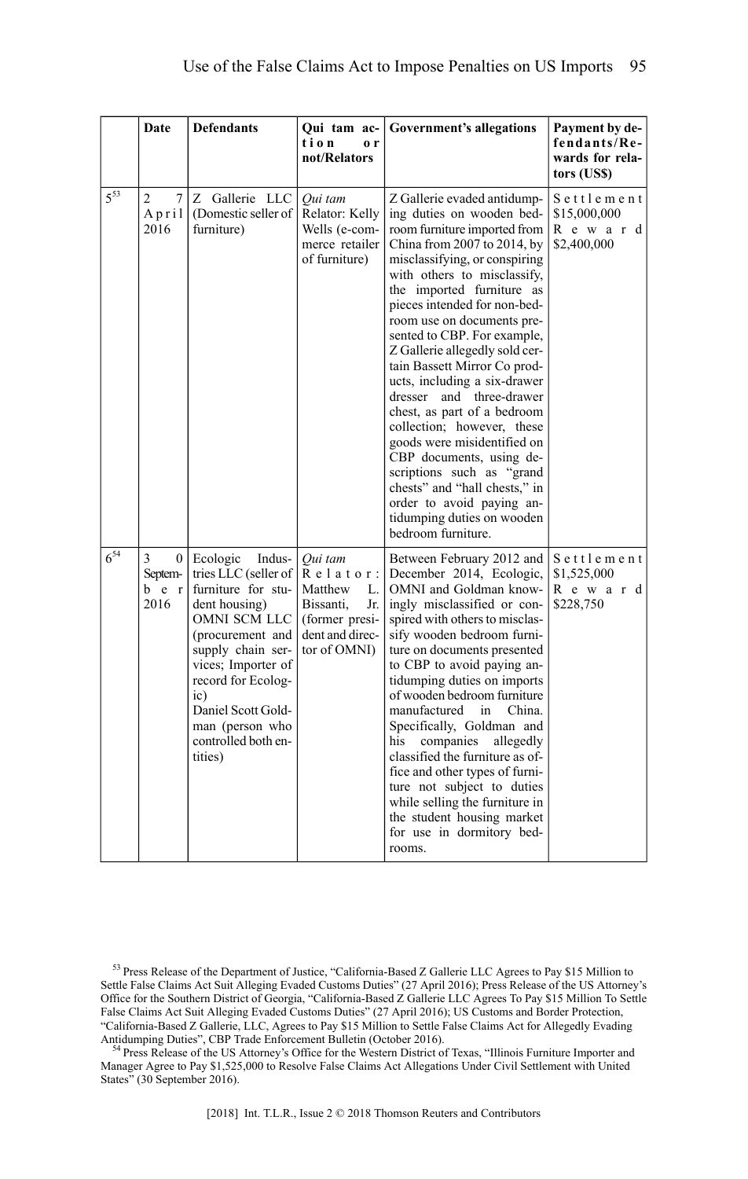| | Date | Defendants | Qui tam action or not/Relators | Government's allegations | Payment by defendants/Rewards for relators (US$) |
|---|---|---|---|---|---|
| 5[53] | 27 April 2016 | Z Gallerie LLC (Domestic seller of furniture) | *Qui tam* Relator: Kelly Wells (e-commerce retailer of furniture) | Z Gallerie evaded antidumping duties on wooden bedroom furniture imported from China from 2007 to 2014, by misclassifying, or conspiring with others to misclassify, the imported furniture as pieces intended for non-bedroom use on documents presented to CBP. For example, Z Gallerie allegedly sold certain Bassett Mirror Co products, including a six-drawer dresser and three-drawer chest, as part of a bedroom collection; however, these goods were misidentified on CBP documents, using descriptions such as "grand chests" and "hall chests," in order to avoid paying antidumping duties on wooden bedroom furniture. | Settlement $15,000,000 Reward $2,400,000 |
| 6[54] | 30 September 2016 | Ecologic Industries LLC (seller of furniture for student housing) OMNI SCM LLC (procurement and supply chain services; Importer of record for Ecologic) Daniel Scott Goldman (person who controlled both entities) | *Qui tam* Relator: Matthew L. Bissanti, Jr. (former president and director of OMNI) | Between February 2012 and December 2014, Ecologic, OMNI and Goldman knowingly misclassified or conspired with others to misclassify wooden bedroom furniture on documents presented to CBP to avoid paying antidumping duties on imports of wooden bedroom furniture manufactured in China. Specifically, Goldman and his companies allegedly classified the furniture as office and other types of furniture not subject to duties while selling the furniture in the student housing market for use in dormitory bedrooms. | Settlement $1,525,000 Reward $228,750 |

[53] Press Release of the Department of Justice, "California-Based Z Gallerie LLC Agrees to Pay $15 Million to Settle False Claims Act Suit Alleging Evaded Customs Duties" (27 April 2016); Press Release of the US Attorney's Office for the Southern District of Georgia, "California-Based Z Gallerie LLC Agrees To Pay $15 Million To Settle False Claims Act Suit Alleging Evaded Customs Duties" (27 April 2016); US Customs and Border Protection, "California-Based Z Gallerie, LLC, Agrees to Pay $15 Million to Settle False Claims Act for Allegedly Evading Antidumping Duties", CBP Trade Enforcement Bulletin (October 2016).

[54] Press Release of the US Attorney's Office for the Western District of Texas, "Illinois Furniture Importer and Manager Agree to Pay $1,525,000 to Resolve False Claims Act Allegations Under Civil Settlement with United States" (30 September 2016).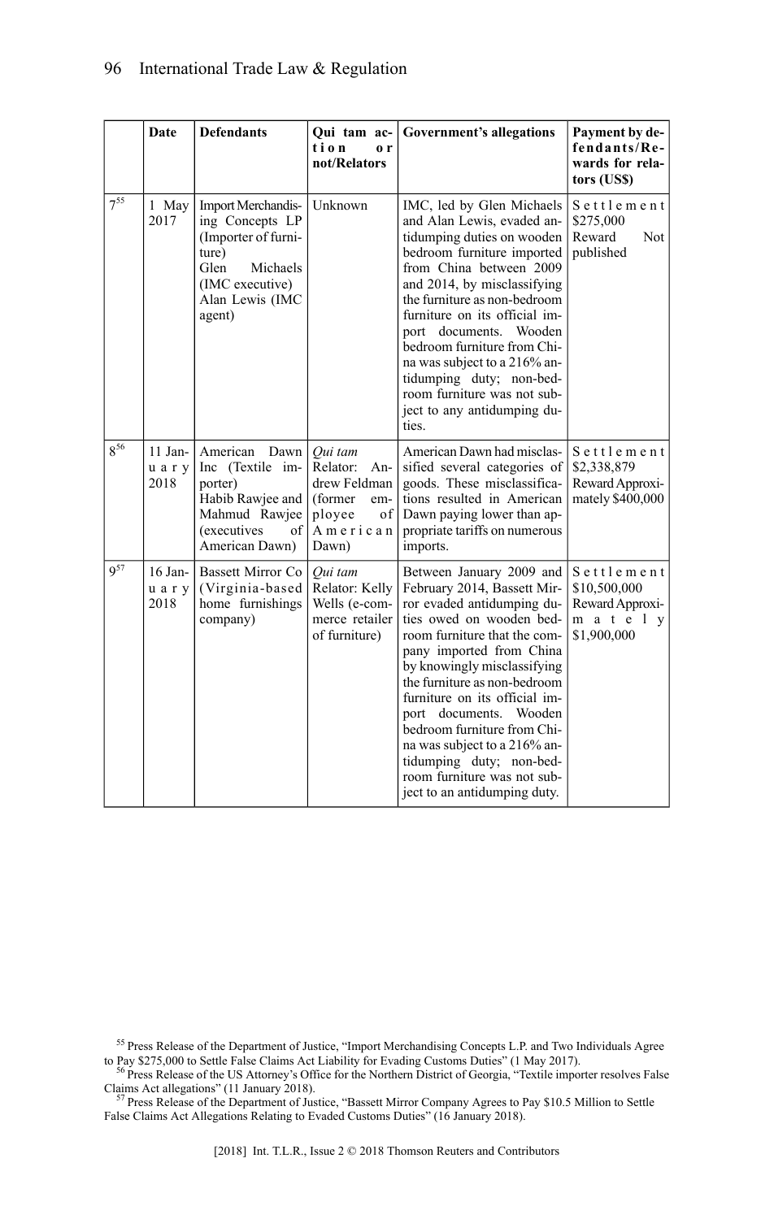| | Date | Defendants | Qui tam action or not/Relators | Government's allegations | Payment by defendants/Rewards for relators (US$) |
|---|---|---|---|---|---|
| 7[55] | 1 May 2017 | Import Merchandising Concepts LP (Importer of furniture) Glen Michaels (IMC executive) Alan Lewis (IMC agent) | Unknown | IMC, led by Glen Michaels and Alan Lewis, evaded antidumping duties on wooden bedroom furniture imported from China between 2009 and 2014, by misclassifying the furniture as non-bedroom furniture on its official import documents. Wooden bedroom furniture from China was subject to a 216% antidumping duty; non-bedroom furniture was not subject to any antidumping duties. | Settlement $275,000 Reward Not published |
| 8[56] | 11 January 2018 | American Dawn Inc (Textile importer) Habib Rawjee and Mahmud Rawjee (executives of American Dawn) | *Qui tam* Relator: Andrew Feldman (former employee of American Dawn) | American Dawn had misclassified several categories of goods. These misclassifications resulted in American Dawn paying lower than appropriate tariffs on numerous imports. | Settlement $2,338,879 Reward Approximately $400,000 |
| 9[57] | 16 January 2018 | Bassett Mirror Co (Virginia-based home furnishings company) | *Qui tam* Relator: Kelly Wells (e-commerce retailer of furniture) | Between January 2009 and February 2014, Bassett Mirror evaded antidumping duties owed on wooden bedroom furniture that the company imported from China by knowingly misclassifying the furniture as non-bedroom furniture on its official import documents. Wooden bedroom furniture from China was subject to a 216% antidumping duty; non-bedroom furniture was not subject to an antidumping duty. | Settlement $10,500,000 Reward Approximately $1,900,000 |

[55] Press Release of the Department of Justice, "Import Merchandising Concepts L.P. and Two Individuals Agree to Pay $275,000 to Settle False Claims Act Liability for Evading Customs Duties" (1 May 2017).

[56] Press Release of the US Attorney's Office for the Northern District of Georgia, "Textile importer resolves False Claims Act allegations" (11 January 2018).

[57] Press Release of the Department of Justice, "Bassett Mirror Company Agrees to Pay $10.5 Million to Settle False Claims Act Allegations Relating to Evaded Customs Duties" (16 January 2018).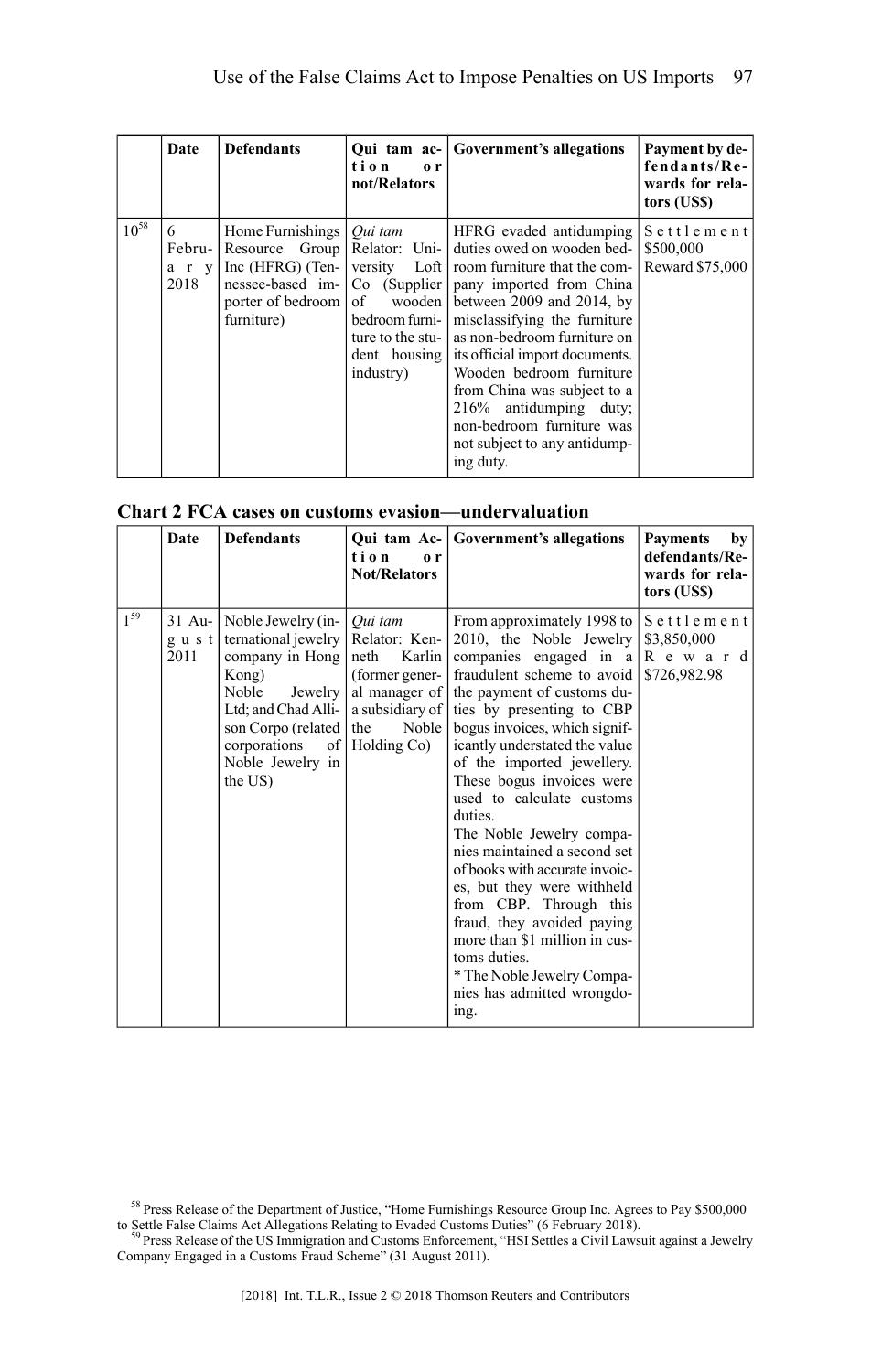| | Date | Defendants | Qui tam action or not/Relators | Government's allegations | Payment by defendants/Rewards for relators (US$) |
|---|---|---|---|---|---|
| 10[58] | 6 February 2018 | Home Furnishings Resource Group Inc (HFRG) (Tennessee-based importer of bedroom furniture) | *Qui tam* Relator: University Loft Co (Supplier of wooden bedroom furniture to the student housing industry) | HFRG evaded antidumping duties owed on wooden bedroom furniture that the company imported from China between 2009 and 2014, by misclassifying the furniture as non-bedroom furniture on its official import documents. Wooden bedroom furniture from China was subject to a 216% antidumping duty; non-bedroom furniture was not subject to any antidumping duty. | Settlement $500,000 Reward $75,000 |

**Chart 2 FCA cases on customs evasion—undervaluation**

| | Date | Defendants | Qui tam Action or Not/Relators | Government's allegations | Payments by defendants/Rewards for relators (US$) |
|---|---|---|---|---|---|
| 1[59] | 31 August 2011 | Noble Jewelry (international jewelry company in Hong Kong) Noble Jewelry Ltd; and Chad Allison Corpo (related corporations of Noble Jewelry in the US) | *Qui tam* Relator: Kenneth Karlin (former general manager of a subsidiary of the Noble Holding Co) | From approximately 1998 to 2010, the Noble Jewelry companies engaged in a fraudulent scheme to avoid the payment of customs duties by presenting to CBP bogus invoices, which significantly understated the value of the imported jewellery. These bogus invoices were used to calculate customs duties. The Noble Jewelry companies maintained a second set of books with accurate invoices, but they were withheld from CBP. Through this fraud, they avoided paying more than $1 million in customs duties. * The Noble Jewelry Companies has admitted wrongdoing. | Settlement $3,850,000 Reward $726,982.98 |

[58] Press Release of the Department of Justice, "Home Furnishings Resource Group Inc. Agrees to Pay $500,000 to Settle False Claims Act Allegations Relating to Evaded Customs Duties" (6 February 2018).

[59] Press Release of the US Immigration and Customs Enforcement, "HSI Settles a Civil Lawsuit against a Jewelry Company Engaged in a Customs Fraud Scheme" (31 August 2011).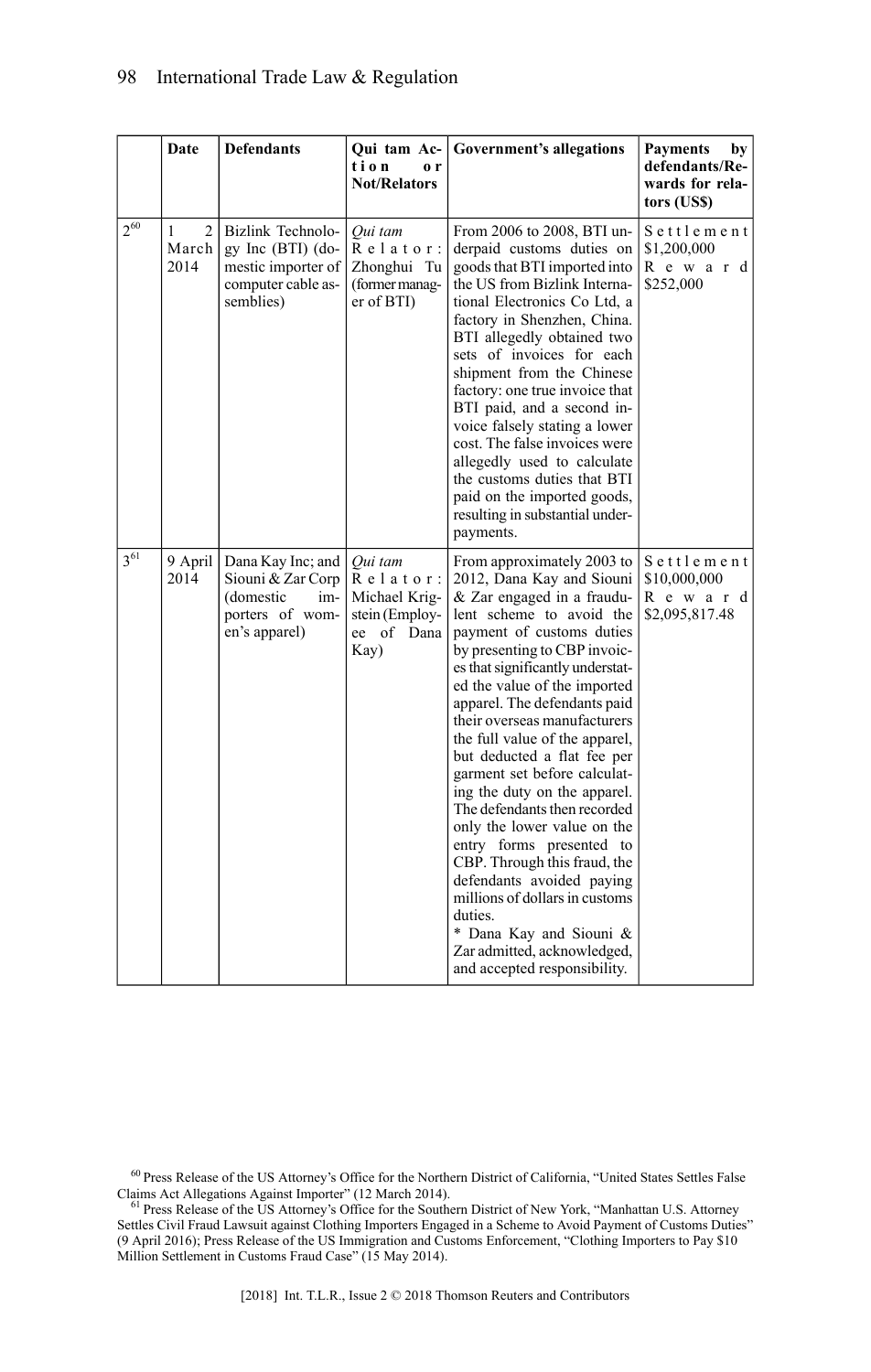| | Date | Defendants | Qui tam Action or Not/Relators | Government's allegations | Payments by defendants/Rewards for relators (US$) |
|---|---|---|---|---|---|
| 2[60] | 12 March 2014 | Bizlink Technology Inc (BTI) (domestic importer of computer cable assemblies) | *Qui tam* Relator: Zhonghui Tu (former manager of BTI) | From 2006 to 2008, BTI underpaid customs duties on goods that BTI imported into the US from Bizlink International Electronics Co Ltd, a factory in Shenzhen, China. BTI allegedly obtained two sets of invoices for each shipment from the Chinese factory: one true invoice that BTI paid, and a second invoice falsely stating a lower cost. The false invoices were allegedly used to calculate the customs duties that BTI paid on the imported goods, resulting in substantial underpayments. | Settlement $1,200,000 Reward $252,000 |
| 3[61] | 9 April 2014 | Dana Kay Inc; and Siouni & Zar Corp (domestic importers of women's apparel) | *Qui tam* Relator: Michael Krigstein (Employee of Dana Kay) | From approximately 2003 to 2012, Dana Kay and Siouni & Zar engaged in a fraudulent scheme to avoid the payment of customs duties by presenting to CBP invoices that significantly understated the value of the imported apparel. The defendants paid their overseas manufacturers the full value of the apparel, but deducted a flat fee per garment set before calculating the duty on the apparel. The defendants then recorded only the lower value on the entry forms presented to CBP. Through this fraud, the defendants avoided paying millions of dollars in customs duties. * Dana Kay and Siouni & Zar admitted, acknowledged, and accepted responsibility. | Settlement $10,000,000 Reward $2,095,817.48 |

[60] Press Release of the US Attorney's Office for the Northern District of California, "United States Settles False Claims Act Allegations Against Importer" (12 March 2014).

[61] Press Release of the US Attorney's Office for the Southern District of New York, "Manhattan U.S. Attorney Settles Civil Fraud Lawsuit against Clothing Importers Engaged in a Scheme to Avoid Payment of Customs Duties" (9 April 2016); Press Release of the US Immigration and Customs Enforcement, "Clothing Importers to Pay $10 Million Settlement in Customs Fraud Case" (15 May 2014).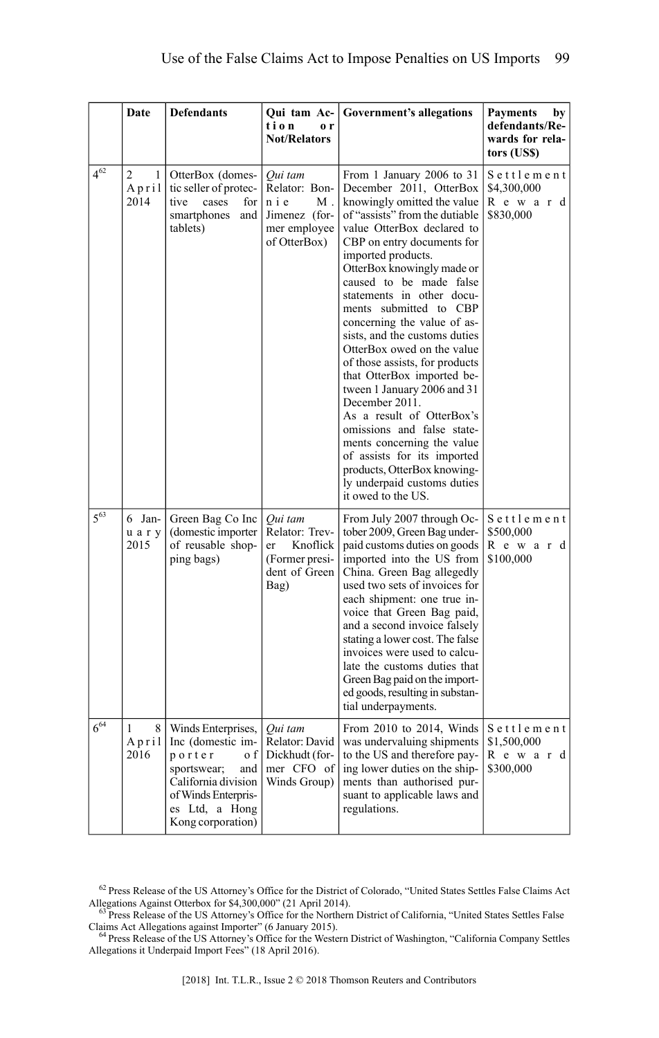| | Date | Defendants | Qui tam Action or Not/Relators | Government's allegations | Payments by defendants/Rewards for relators (US$) |
|---|---|---|---|---|---|
| 4[62] | 21 April 2014 | OtterBox (domestic seller of protective cases for smartphones and tablets) | *Qui tam* Relator: Bonnie M. Jimenez (former employee of OtterBox) | From 1 January 2006 to 31 December 2011, OtterBox knowingly omitted the value of "assists" from the dutiable value OtterBox declared to CBP on entry documents for imported products. OtterBox knowingly made or caused to be made false statements in other documents submitted to CBP concerning the value of assists, and the customs duties OtterBox owed on the value of those assists, for products that OtterBox imported between 1 January 2006 and 31 December 2011. As a result of OtterBox's omissions and false statements concerning the value of assists for its imported products, OtterBox knowingly underpaid customs duties it owed to the US. | Settlement $4,300,000 Reward $830,000 |
| 5[63] | 6 January 2015 | Green Bag Co Inc (domestic importer of reusable shopping bags) | *Qui tam* Relator: Trevor Knoflick (Former president of Green Bag) | From July 2007 through October 2009, Green Bag underpaid customs duties on goods imported into the US from China. Green Bag allegedly used two sets of invoices for each shipment: one true invoice that Green Bag paid, and a second invoice falsely stating a lower cost. The false invoices were used to calculate the customs duties that Green Bag paid on the imported goods, resulting in substantial underpayments. | Settlement $500,000 Reward $100,000 |
| 6[64] | 18 April 2016 | Winds Enterprises, Inc (domestic importer of sportswear; and California division of Winds Enterprises Ltd, a Hong Kong corporation) | *Qui tam* Relator: David Dickhudt (former CFO of Winds Group) | From 2010 to 2014, Winds was undervaluing shipments to the US and therefore paying lower duties on the shipments than authorised pursuant to applicable laws and regulations. | Settlement $1,500,000 Reward $300,000 |

[62] Press Release of the US Attorney's Office for the District of Colorado, "United States Settles False Claims Act Allegations Against Otterbox for $4,300,000" (21 April 2014).

[63] Press Release of the US Attorney's Office for the Northern District of California, "United States Settles False Claims Act Allegations against Importer" (6 January 2015).

[64] Press Release of the US Attorney's Office for the Western District of Washington, "California Company Settles Allegations it Underpaid Import Fees" (18 April 2016).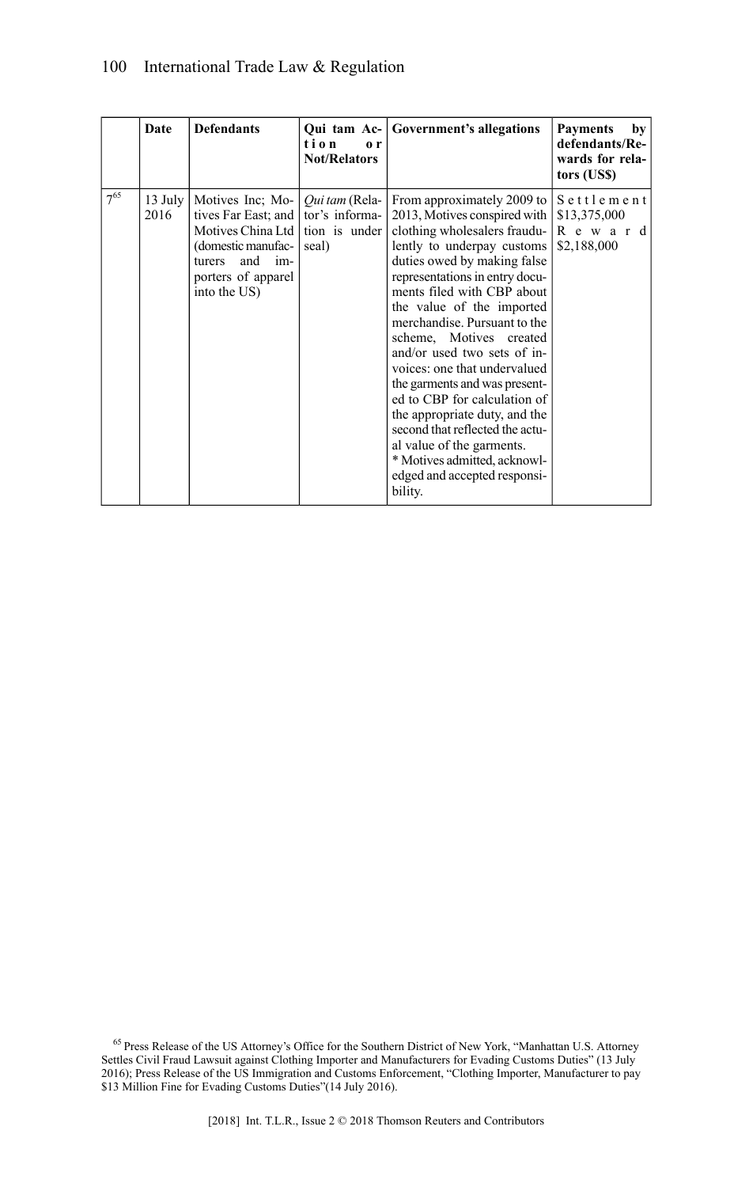| | Date | Defendants | Qui tam Action or Not/Relators | Government's allegations | Payments by defendants/Rewards for relators (US$) |
|---|---|---|---|---|---|
| 7[65] | 13 July 2016 | Motives Inc; Motives Far East; and Motives China Ltd (domestic manufacturers and importers of apparel into the US) | *Qui tam* (Relator's information is under seal) | From approximately 2009 to 2013, Motives conspired with clothing wholesalers fraudulently to underpay customs duties owed by making false representations in entry documents filed with CBP about the value of the imported merchandise. Pursuant to the scheme, Motives created and/or used two sets of invoices: one that undervalued the garments and was presented to CBP for calculation of the appropriate duty, and the second that reflected the actual value of the garments.<br>* Motives admitted, acknowledged and accepted responsibility. | Settlement $13,375,000<br>Reward $2,188,000 |

[65] Press Release of the US Attorney's Office for the Southern District of New York, "Manhattan U.S. Attorney Settles Civil Fraud Lawsuit against Clothing Importer and Manufacturers for Evading Customs Duties" (13 July 2016); Press Release of the US Immigration and Customs Enforcement, "Clothing Importer, Manufacturer to pay $13 Million Fine for Evading Customs Duties"(14 July 2016).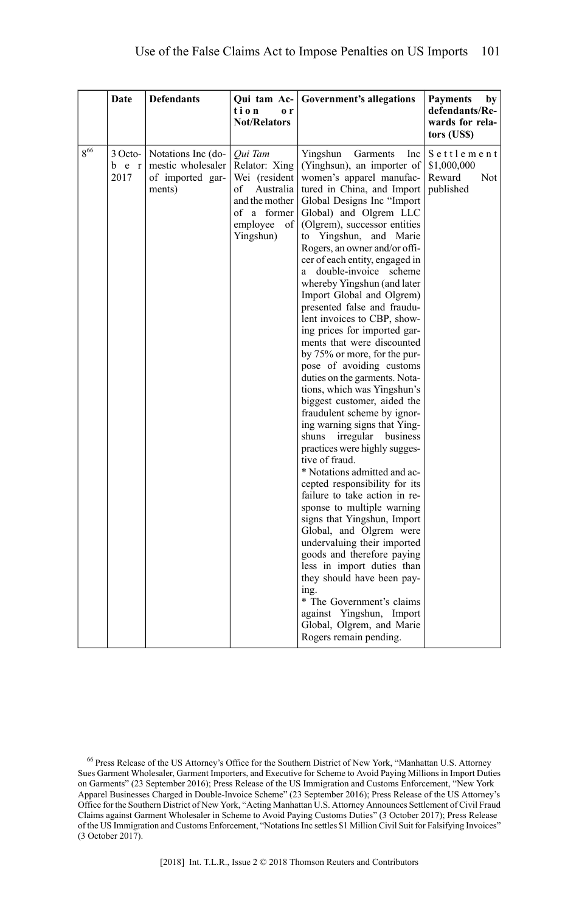| | Date | Defendants | Qui tam Action or Not/Relators | Government's allegations | Payments by defendants/Rewards for relators (US$) |
|---|---|---|---|---|---|
| 8[66] | 3 October 2017 | Notations Inc (domestic wholesaler of imported garments) | *Qui Tam* Relator: Xing Wei (resident of Australia and the mother of a former employee of Yingshun) | Yingshun Garments Inc (Yinghsun), an importer of women's apparel manufactured in China, and Import Global Designs Inc "Import Global) and Olgrem LLC (Olgrem), successor entities to Yingshun, and Marie Rogers, an owner and/or officer of each entity, engaged in a double-invoice scheme whereby Yingshun (and later Import Global and Olgrem) presented false and fraudulent invoices to CBP, showing prices for imported garments that were discounted by 75% or more, for the purpose of avoiding customs duties on the garments. Notations, which was Yingshun's biggest customer, aided the fraudulent scheme by ignoring warning signs that Yingshuns irregular business practices were highly suggestive of fraud.<br>* Notations admitted and accepted responsibility for its failure to take action in response to multiple warning signs that Yingshun, Import Global, and Olgrem were undervaluing their imported goods and therefore paying less in import duties than they should have been paying.<br>* The Government's claims against Yingshun, Import Global, Olgrem, and Marie Rogers remain pending. | Settlement $1,000,000<br>Reward Not published |

[66] Press Release of the US Attorney's Office for the Southern District of New York, "Manhattan U.S. Attorney Sues Garment Wholesaler, Garment Importers, and Executive for Scheme to Avoid Paying Millions in Import Duties on Garments" (23 September 2016); Press Release of the US Immigration and Customs Enforcement, "New York Apparel Businesses Charged in Double-Invoice Scheme" (23 September 2016); Press Release of the US Attorney's Office for the Southern District of New York, "Acting Manhattan U.S. Attorney Announces Settlement of Civil Fraud Claims against Garment Wholesaler in Scheme to Avoid Paying Customs Duties" (3 October 2017); Press Release of the US Immigration and Customs Enforcement, "Notations Inc settles $1 Million Civil Suit for Falsifying Invoices" (3 October 2017).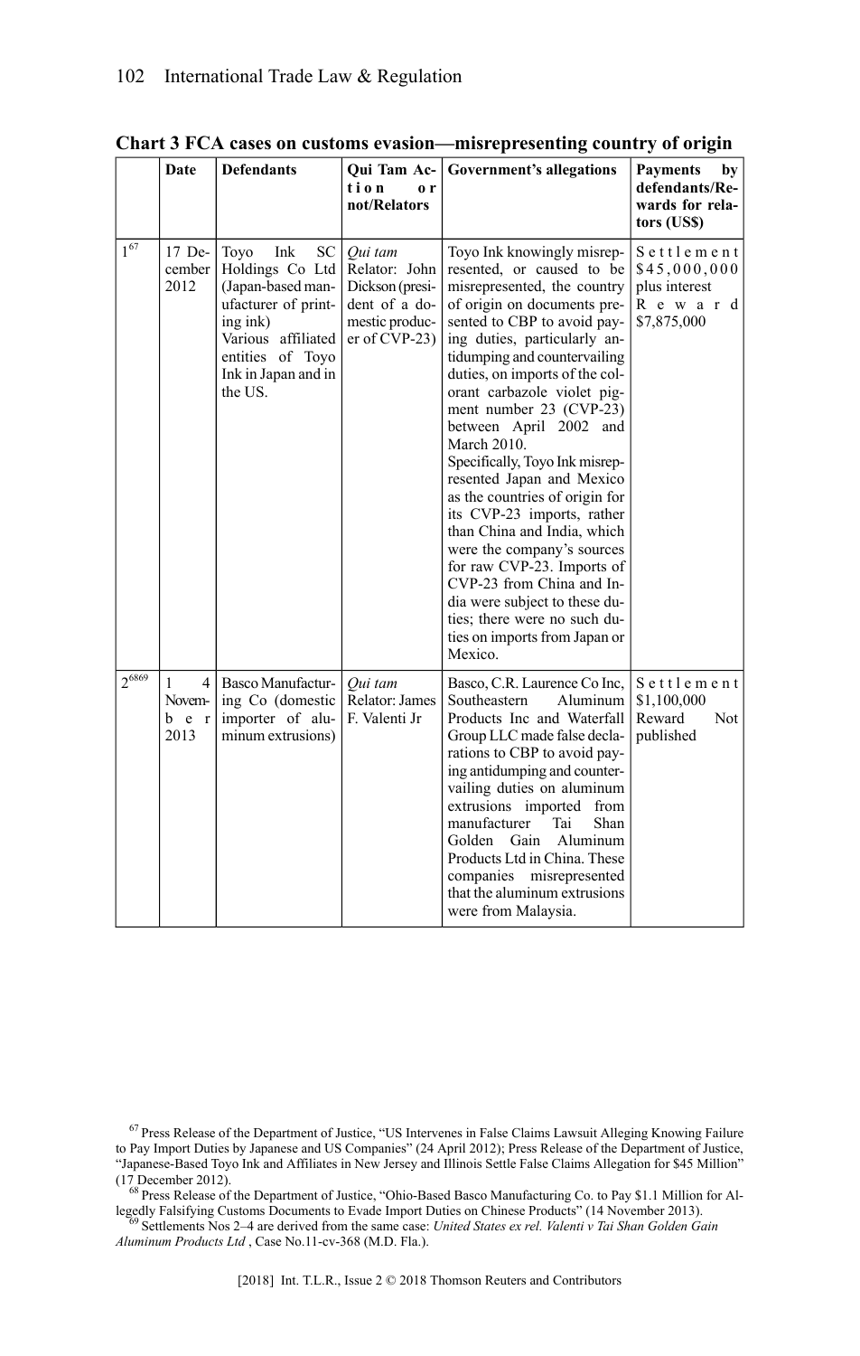**Chart 3 FCA cases on customs evasion—misrepresenting country of origin**

| | Date | Defendants | Qui Tam Action or not/Relators | Government's allegations | Payments by defendants/Rewards for relators (US$) |
|---|---|---|---|---|---|
| 1[67] | 17 December 2012 | Toyo Ink SC Holdings Co Ltd (Japan-based manufacturer of printing ink) Various affiliated entities of Toyo Ink in Japan and in the US. | *Qui tam* Relator: John Dickson (president of a domestic producer of CVP-23) | Toyo Ink knowingly misrepresented, or caused to be misrepresented, the country of origin on documents presented to CBP to avoid paying duties, particularly antidumping and countervailing duties, on imports of the colorant carbazole violet pigment number 23 (CVP-23) between April 2002 and March 2010. Specifically, Toyo Ink misrepresented Japan and Mexico as the countries of origin for its CVP-23 imports, rather than China and India, which were the company's sources for raw CVP-23. Imports of CVP-23 from China and India were subject to these duties; there were no such duties on imports from Japan or Mexico. | Settlement $45,000,000 plus interest Reward $7,875,000 |
| 2[68][69] | 14 November 2013 | Basco Manufacturing Co (domestic importer of aluminum extrusions) | *Qui tam* Relator: James F. Valenti Jr | Basco, C.R. Laurence Co Inc, Southeastern Aluminum Products Inc and Waterfall Group LLC made false declarations to CBP to avoid paying antidumping and countervailing duties on aluminum extrusions imported from manufacturer Tai Shan Golden Gain Aluminum Products Ltd in China. These companies misrepresented that the aluminum extrusions were from Malaysia. | Settlement $1,100,000 Reward Not published |

[67] Press Release of the Department of Justice, "US Intervenes in False Claims Lawsuit Alleging Knowing Failure to Pay Import Duties by Japanese and US Companies" (24 April 2012); Press Release of the Department of Justice, "Japanese-Based Toyo Ink and Affiliates in New Jersey and Illinois Settle False Claims Allegation for $45 Million" (17 December 2012).

[68] Press Release of the Department of Justice, "Ohio-Based Basco Manufacturing Co. to Pay $1.1 Million for Allegedly Falsifying Customs Documents to Evade Import Duties on Chinese Products" (14 November 2013).

[69] Settlements Nos 2–4 are derived from the same case: *United States ex rel. Valenti v Tai Shan Golden Gain Aluminum Products Ltd* , Case No.11-cv-368 (M.D. Fla.).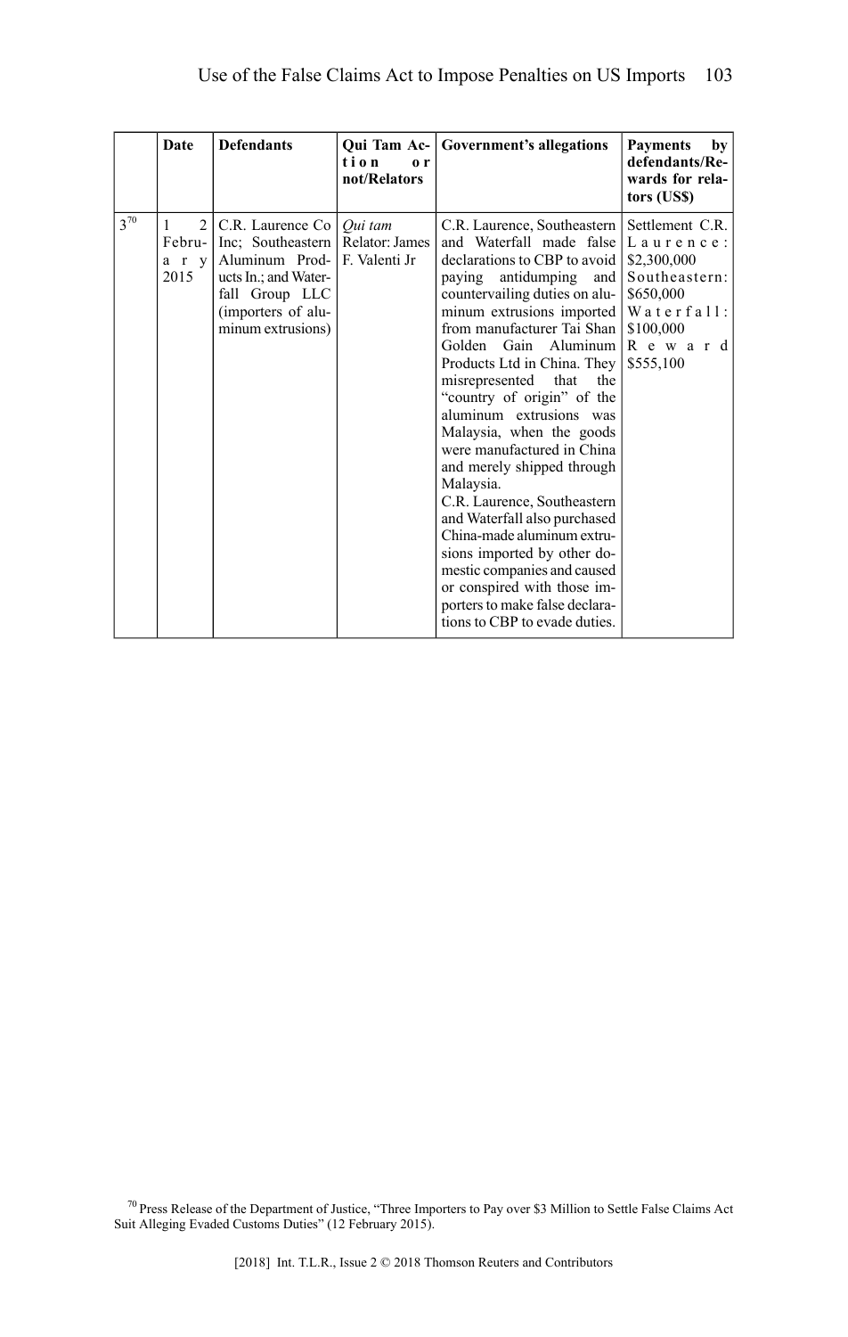| | Date | Defendants | Qui Tam Action or not/Relators | Government's allegations | Payments by defendants/Rewards for relators (US$) |
|---|---|---|---|---|---|
| 3[70] | 12 February 2015 | C.R. Laurence Co Inc; Southeastern Aluminum Products In.; and Waterfall Group LLC (importers of aluminum extrusions) | *Qui tam* Relator: James F. Valenti Jr | C.R. Laurence, Southeastern and Waterfall made false declarations to CBP to avoid paying antidumping and countervailing duties on aluminum extrusions imported from manufacturer Tai Shan Golden Gain Aluminum Products Ltd in China. They misrepresented that the "country of origin" of the aluminum extrusions was Malaysia, when the goods were manufactured in China and merely shipped through Malaysia.<br>C.R. Laurence, Southeastern and Waterfall also purchased China-made aluminum extrusions imported by other domestic companies and caused or conspired with those importers to make false declarations to CBP to evade duties. | Settlement C.R. Laurence: $2,300,000<br>Southeastern: $650,000<br>Waterfall: $100,000<br>Reward $555,100 |

[70] Press Release of the Department of Justice, "Three Importers to Pay over $3 Million to Settle False Claims Act Suit Alleging Evaded Customs Duties" (12 February 2015).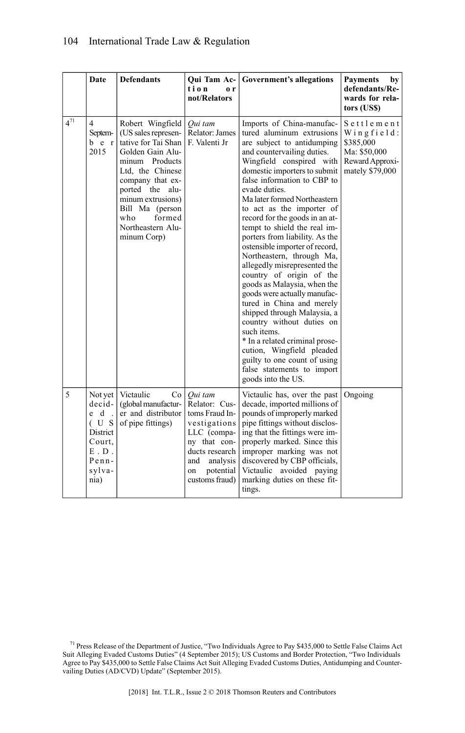| | Date | Defendants | Qui Tam Action or not/Relators | Government's allegations | Payments by defendants/Rewards for relators (US$) |
|---|---|---|---|---|---|
| 4[71] | 4 September 2015 | Robert Wingfield (US sales representative for Tai Shan Golden Gain Aluminum Products Ltd, the Chinese company that exported the aluminum extrusions) Bill Ma (person who formed Northeastern Aluminum Corp) | *Qui tam* Relator: James F. Valenti Jr | Imports of China-manufactured aluminum extrusions are subject to antidumping and countervailing duties. Wingfield conspired with domestic importers to submit false information to CBP to evade duties. Ma later formed Northeastern to act as the importer of record for the goods in an attempt to shield the real importers from liability. As the ostensible importer of record, Northeastern, through Ma, allegedly misrepresented the country of origin of the goods as Malaysia, when the goods were actually manufactured in China and merely shipped through Malaysia, a country without duties on such items. * In a related criminal prosecution, Wingfield pleaded guilty to one count of using false statements to import goods into the US. | Settlement Wingfield: \$385,000 Ma: \$50,000 Reward Approximately \$79,000 |
| 5 | Not yet decided. (US District Court, E.D. Pennsylvania) | Victaulic Co (global manufacturer and distributor of pipe fittings) | *Qui tam* Relator: Customs Fraud Investigations LLC (company that conducts research and analysis on potential customs fraud) | Victaulic has, over the past decade, imported millions of pounds of improperly marked pipe fittings without disclosing that the fittings were improperly marked. Since this improper marking was not discovered by CBP officials, Victaulic avoided paying marking duties on these fittings. | Ongoing |

[71] Press Release of the Department of Justice, "Two Individuals Agree to Pay \$435,000 to Settle False Claims Act Suit Alleging Evaded Customs Duties" (4 September 2015); US Customs and Border Protection, "Two Individuals Agree to Pay \$435,000 to Settle False Claims Act Suit Alleging Evaded Customs Duties, Antidumping and Countervailing Duties (AD/CVD) Update" (September 2015).